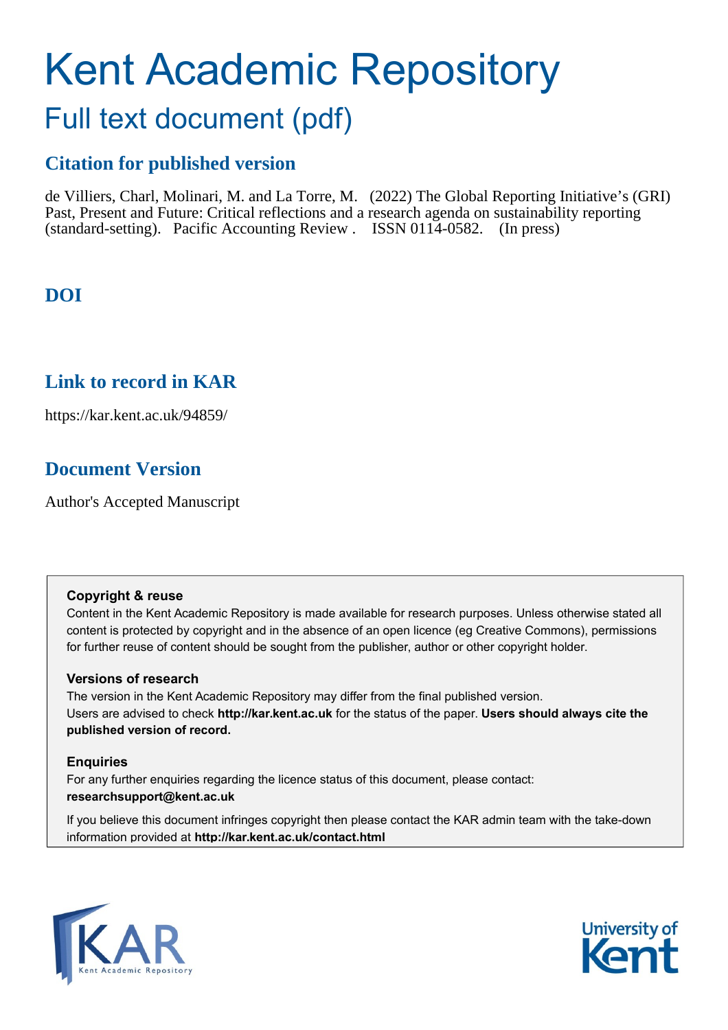# Kent Academic Repository

## Full text document (pdf)

### Citation for published version

de Villiers, Charl, Molinari, M. and La Torre, M. (2022) The Global Reporting Initiative's (GRI) Past, Present and Future: Critical reflections and a research agenda on sustainability reporting (standard-setting). Pacific Accounting Review . ISSN 0114-0582. (In press)

### DOI

### Link to record in KAR

https://kar.kent.ac.uk/94859/

### Document Version

Author's Accepted Manuscript

**Copyright & reuse**

Content in the Kent Academic Repository is made available for research purposes. Unless otherwise stated all content is protected by copyright and in the absence of an open licence (eg Creative Commons), permissions for further reuse of content should be sought from the publisher, author or other copyright holder.

**Versions of research**

The version in the Kent Academic Repository may differ from the final published version. Users are advised to check **http://kar.kent.ac.uk** for the status of the paper. **Users should always cite the published version of record.**

**Enquiries**

For any further enquiries regarding the licence status of this document, please contact: **researchsupport@kent.ac.uk**

If you believe this document infringes copyright then please contact the KAR admin team with the take-down information provided at **http://kar.kent.ac.uk/contact.html**

KAR Kent Academic Repository

University of Kent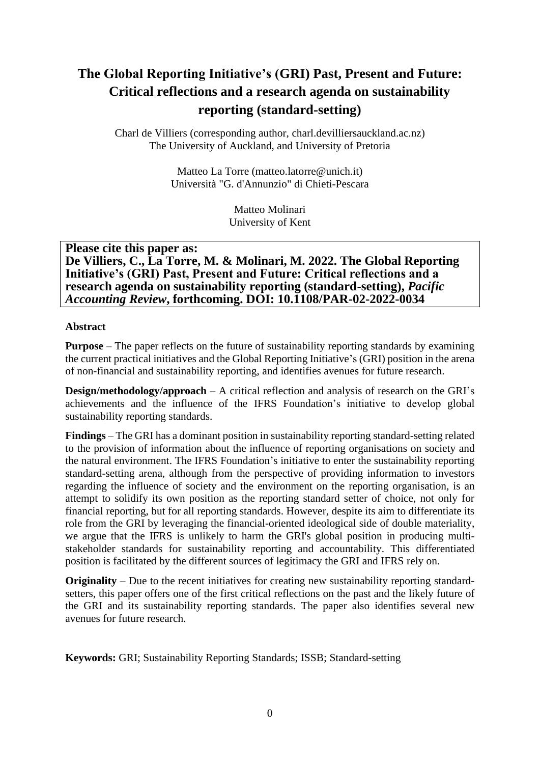# The Global Reporting Initiative's (GRI) Past, Present and Future: Critical reflections and a research agenda on sustainability reporting (standard-setting)

Charl de Villiers (corresponding author, charl.devilliersauckland.ac.nz)
The University of Auckland, and University of Pretoria

Matteo La Torre (matteo.latorre@unich.it)
Università "G. d'Annunzio" di Chieti-Pescara

Matteo Molinari
University of Kent

**Please cite this paper as:**
**De Villiers, C., La Torre, M. & Molinari, M. 2022. The Global Reporting Initiative's (GRI) Past, Present and Future: Critical reflections and a research agenda on sustainability reporting (standard-setting), *Pacific Accounting Review*, forthcoming. DOI: 10.1108/PAR-02-2022-0034**

**Abstract**

**Purpose** – The paper reflects on the future of sustainability reporting standards by examining the current practical initiatives and the Global Reporting Initiative's (GRI) position in the arena of non-financial and sustainability reporting, and identifies avenues for future research.

**Design/methodology/approach** – A critical reflection and analysis of research on the GRI's achievements and the influence of the IFRS Foundation's initiative to develop global sustainability reporting standards.

**Findings** – The GRI has a dominant position in sustainability reporting standard-setting related to the provision of information about the influence of reporting organisations on society and the natural environment. The IFRS Foundation's initiative to enter the sustainability reporting standard-setting arena, although from the perspective of providing information to investors regarding the influence of society and the environment on the reporting organisation, is an attempt to solidify its own position as the reporting standard setter of choice, not only for financial reporting, but for all reporting standards. However, despite its aim to differentiate its role from the GRI by leveraging the financial-oriented ideological side of double materiality, we argue that the IFRS is unlikely to harm the GRI's global position in producing multi-stakeholder standards for sustainability reporting and accountability. This differentiated position is facilitated by the different sources of legitimacy the GRI and IFRS rely on.

**Originality** – Due to the recent initiatives for creating new sustainability reporting standard-setters, this paper offers one of the first critical reflections on the past and the likely future of the GRI and its sustainability reporting standards. The paper also identifies several new avenues for future research.

**Keywords:** GRI; Sustainability Reporting Standards; ISSB; Standard-setting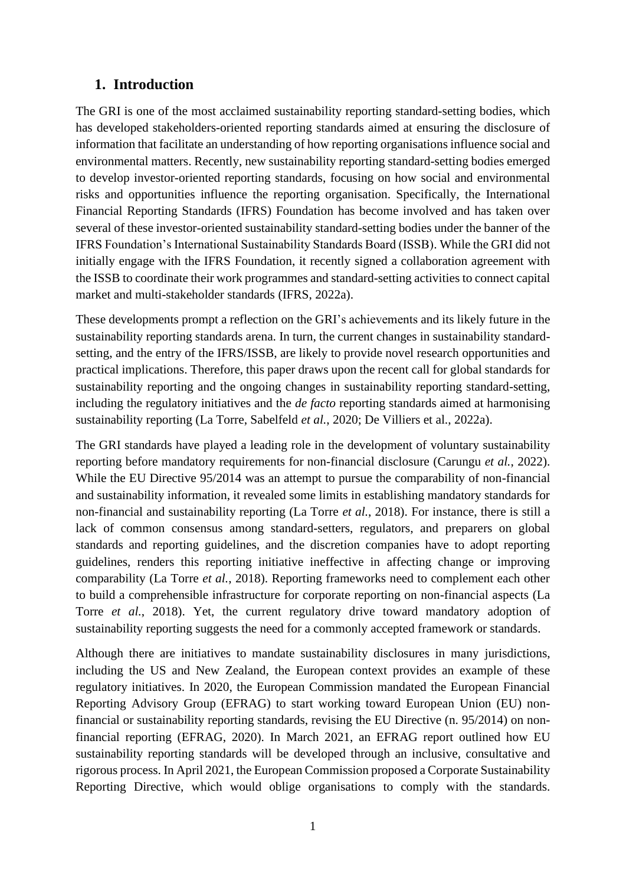## 1. Introduction

The GRI is one of the most acclaimed sustainability reporting standard-setting bodies, which has developed stakeholders-oriented reporting standards aimed at ensuring the disclosure of information that facilitate an understanding of how reporting organisations influence social and environmental matters. Recently, new sustainability reporting standard-setting bodies emerged to develop investor-oriented reporting standards, focusing on how social and environmental risks and opportunities influence the reporting organisation. Specifically, the International Financial Reporting Standards (IFRS) Foundation has become involved and has taken over several of these investor-oriented sustainability standard-setting bodies under the banner of the IFRS Foundation's International Sustainability Standards Board (ISSB). While the GRI did not initially engage with the IFRS Foundation, it recently signed a collaboration agreement with the ISSB to coordinate their work programmes and standard-setting activities to connect capital market and multi-stakeholder standards (IFRS, 2022a).

These developments prompt a reflection on the GRI's achievements and its likely future in the sustainability reporting standards arena. In turn, the current changes in sustainability standard-setting, and the entry of the IFRS/ISSB, are likely to provide novel research opportunities and practical implications. Therefore, this paper draws upon the recent call for global standards for sustainability reporting and the ongoing changes in sustainability reporting standard-setting, including the regulatory initiatives and the *de facto* reporting standards aimed at harmonising sustainability reporting (La Torre, Sabelfeld *et al.*, 2020; De Villiers et al., 2022a).

The GRI standards have played a leading role in the development of voluntary sustainability reporting before mandatory requirements for non-financial disclosure (Carungu *et al.*, 2022). While the EU Directive 95/2014 was an attempt to pursue the comparability of non-financial and sustainability information, it revealed some limits in establishing mandatory standards for non-financial and sustainability reporting (La Torre *et al.*, 2018). For instance, there is still a lack of common consensus among standard-setters, regulators, and preparers on global standards and reporting guidelines, and the discretion companies have to adopt reporting guidelines, renders this reporting initiative ineffective in affecting change or improving comparability (La Torre *et al.*, 2018). Reporting frameworks need to complement each other to build a comprehensible infrastructure for corporate reporting on non-financial aspects (La Torre *et al.*, 2018). Yet, the current regulatory drive toward mandatory adoption of sustainability reporting suggests the need for a commonly accepted framework or standards.

Although there are initiatives to mandate sustainability disclosures in many jurisdictions, including the US and New Zealand, the European context provides an example of these regulatory initiatives. In 2020, the European Commission mandated the European Financial Reporting Advisory Group (EFRAG) to start working toward European Union (EU) non-financial or sustainability reporting standards, revising the EU Directive (n. 95/2014) on non-financial reporting (EFRAG, 2020). In March 2021, an EFRAG report outlined how EU sustainability reporting standards will be developed through an inclusive, consultative and rigorous process. In April 2021, the European Commission proposed a Corporate Sustainability Reporting Directive, which would oblige organisations to comply with the standards.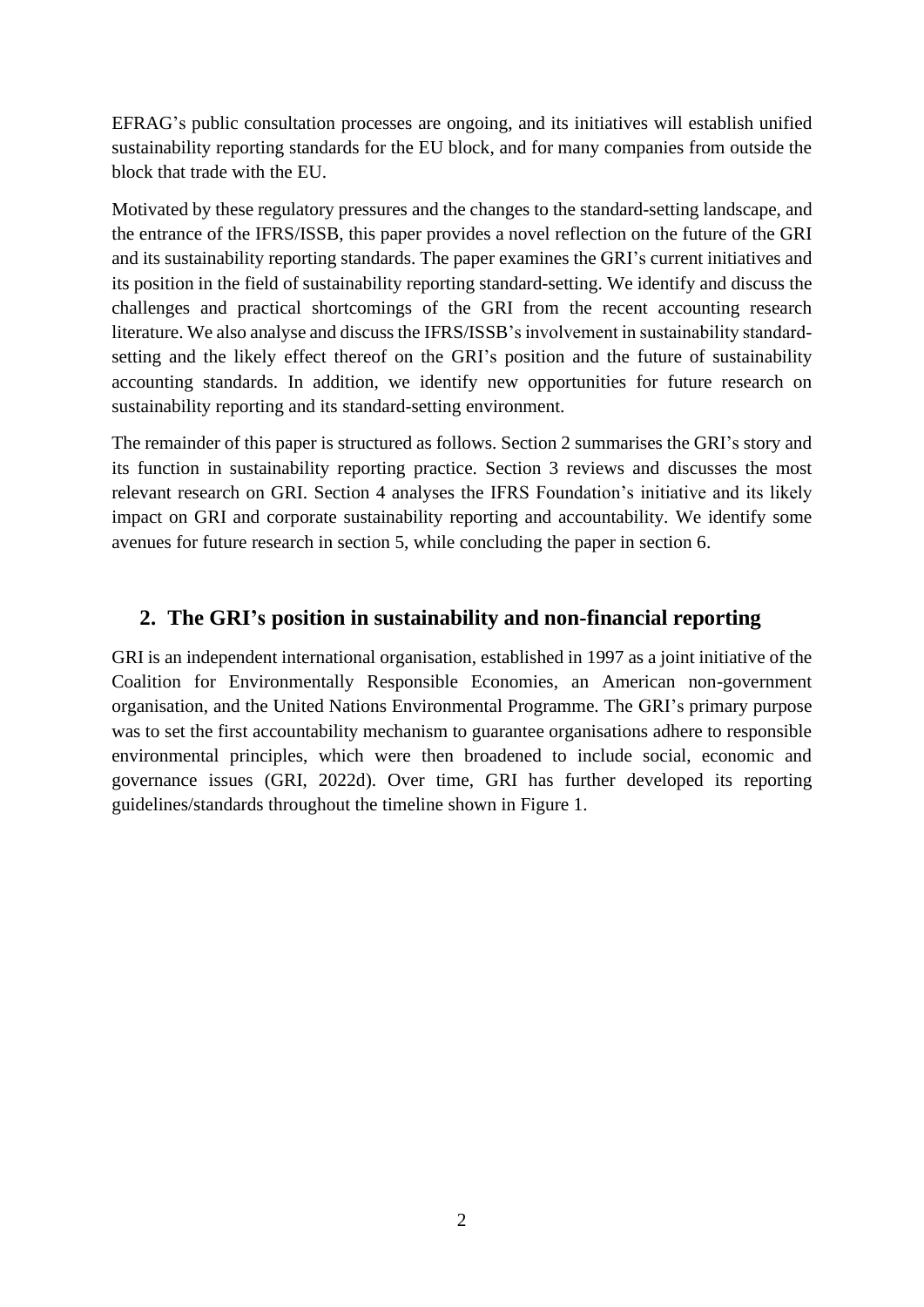EFRAG's public consultation processes are ongoing, and its initiatives will establish unified sustainability reporting standards for the EU block, and for many companies from outside the block that trade with the EU.

Motivated by these regulatory pressures and the changes to the standard-setting landscape, and the entrance of the IFRS/ISSB, this paper provides a novel reflection on the future of the GRI and its sustainability reporting standards. The paper examines the GRI's current initiatives and its position in the field of sustainability reporting standard-setting. We identify and discuss the challenges and practical shortcomings of the GRI from the recent accounting research literature. We also analyse and discuss the IFRS/ISSB's involvement in sustainability standard-setting and the likely effect thereof on the GRI's position and the future of sustainability accounting standards. In addition, we identify new opportunities for future research on sustainability reporting and its standard-setting environment.

The remainder of this paper is structured as follows. Section 2 summarises the GRI's story and its function in sustainability reporting practice. Section 3 reviews and discusses the most relevant research on GRI. Section 4 analyses the IFRS Foundation's initiative and its likely impact on GRI and corporate sustainability reporting and accountability. We identify some avenues for future research in section 5, while concluding the paper in section 6.

## 2. The GRI's position in sustainability and non-financial reporting

GRI is an independent international organisation, established in 1997 as a joint initiative of the Coalition for Environmentally Responsible Economies, an American non-government organisation, and the United Nations Environmental Programme. The GRI's primary purpose was to set the first accountability mechanism to guarantee organisations adhere to responsible environmental principles, which were then broadened to include social, economic and governance issues (GRI, 2022d). Over time, GRI has further developed its reporting guidelines/standards throughout the timeline shown in Figure 1.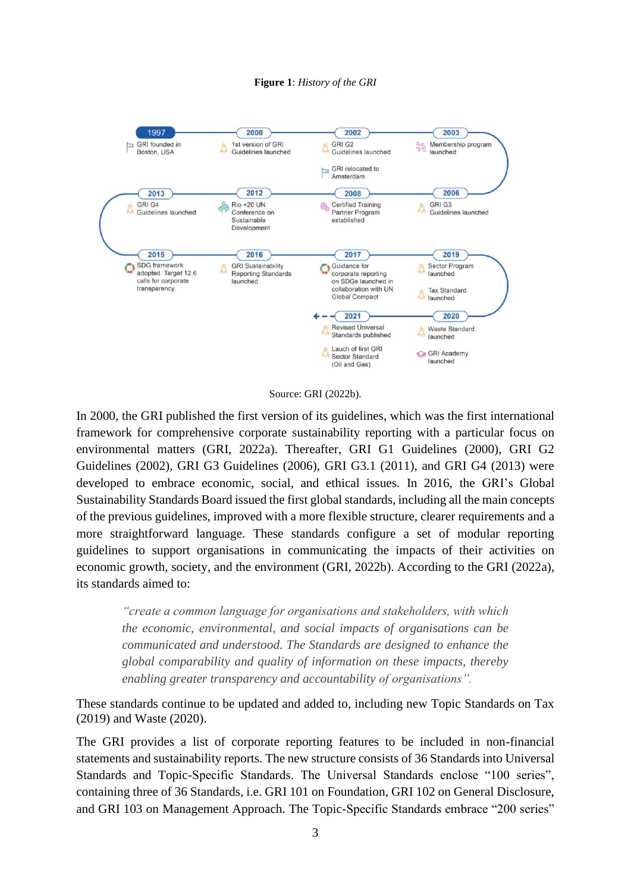**Figure 1**: *History of the GRI*

- **1997** – GRI founded in Boston, USA
- **2000** – 1st version of GRI Guidelines launched
- **2002** – GRI G2 Guidelines launched; GRI relocated to Amsterdam
- **2003** – Membership program launched
- **2006** – GRI G3 Guidelines launched
- **2008** – Certified Training Partner Program established
- **2012** – Rio +20 UN Conference on Sustainable Development
- **2013** – GRI G4 Guidelines launched
- **2015** – SDG framework adopted. Target 12.6 calls for corporate transparency.
- **2016** – GRI Sustainability Reporting Standards launched
- **2017** – Guidance for corporate reporting on SDGs launched in collaboration with UN Global Compact
- **2019** – Sector Program launched; Tax Standard launched
- **2020** – Waste Standard launched; GRI Academy launched
- **2021** – Revised Universal Standards published; Lauch of first GRI Sector Standard (Oil and Gas)

Source: GRI (2022b).

In 2000, the GRI published the first version of its guidelines, which was the first international framework for comprehensive corporate sustainability reporting with a particular focus on environmental matters (GRI, 2022a). Thereafter, GRI G1 Guidelines (2000), GRI G2 Guidelines (2002), GRI G3 Guidelines (2006), GRI G3.1 (2011), and GRI G4 (2013) were developed to embrace economic, social, and ethical issues. In 2016, the GRI's Global Sustainability Standards Board issued the first global standards, including all the main concepts of the previous guidelines, improved with a more flexible structure, clearer requirements and a more straightforward language. These standards configure a set of modular reporting guidelines to support organisations in communicating the impacts of their activities on economic growth, society, and the environment (GRI, 2022b). According to the GRI (2022a), its standards aimed to:

> *"create a common language for organisations and stakeholders, with which the economic, environmental, and social impacts of organisations can be communicated and understood. The Standards are designed to enhance the global comparability and quality of information on these impacts, thereby enabling greater transparency and accountability of organisations".*

These standards continue to be updated and added to, including new Topic Standards on Tax (2019) and Waste (2020).

The GRI provides a list of corporate reporting features to be included in non-financial statements and sustainability reports. The new structure consists of 36 Standards into Universal Standards and Topic-Specific Standards. The Universal Standards enclose "100 series", containing three of 36 Standards, i.e. GRI 101 on Foundation, GRI 102 on General Disclosure, and GRI 103 on Management Approach. The Topic-Specific Standards embrace "200 series"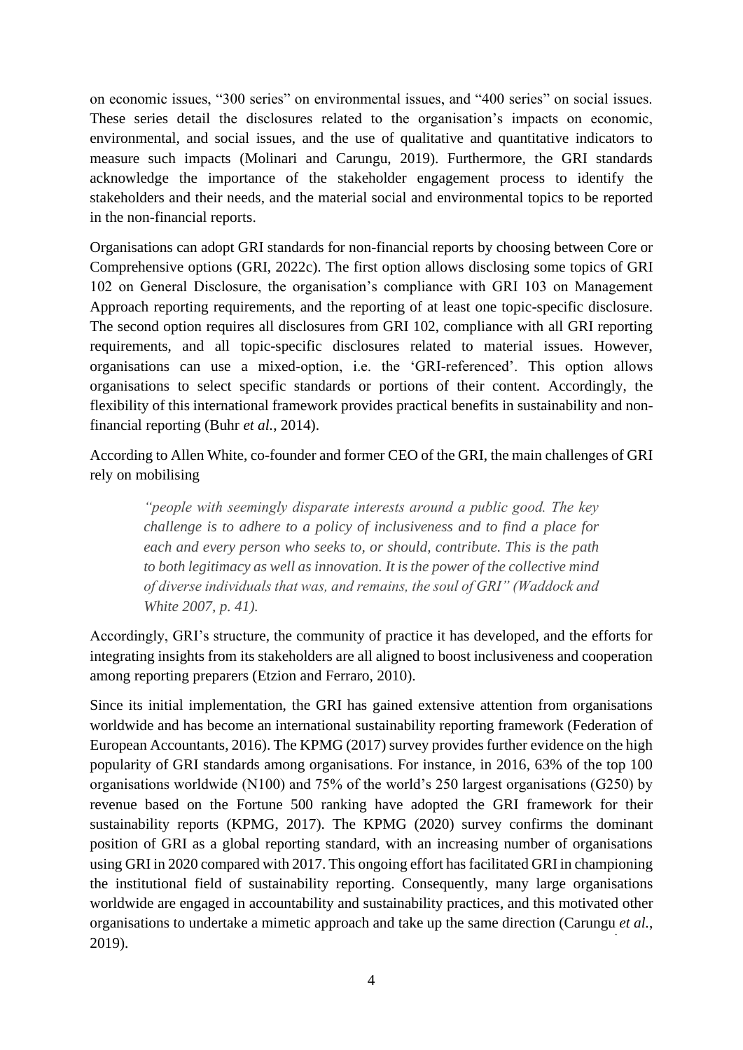on economic issues, "300 series" on environmental issues, and "400 series" on social issues. These series detail the disclosures related to the organisation's impacts on economic, environmental, and social issues, and the use of qualitative and quantitative indicators to measure such impacts (Molinari and Carungu, 2019). Furthermore, the GRI standards acknowledge the importance of the stakeholder engagement process to identify the stakeholders and their needs, and the material social and environmental topics to be reported in the non-financial reports.

Organisations can adopt GRI standards for non-financial reports by choosing between Core or Comprehensive options (GRI, 2022c). The first option allows disclosing some topics of GRI 102 on General Disclosure, the organisation's compliance with GRI 103 on Management Approach reporting requirements, and the reporting of at least one topic-specific disclosure. The second option requires all disclosures from GRI 102, compliance with all GRI reporting requirements, and all topic-specific disclosures related to material issues. However, organisations can use a mixed-option, i.e. the 'GRI-referenced'. This option allows organisations to select specific standards or portions of their content. Accordingly, the flexibility of this international framework provides practical benefits in sustainability and non-financial reporting (Buhr *et al.*, 2014).

According to Allen White, co-founder and former CEO of the GRI, the main challenges of GRI rely on mobilising

> *"people with seemingly disparate interests around a public good. The key challenge is to adhere to a policy of inclusiveness and to find a place for each and every person who seeks to, or should, contribute. This is the path to both legitimacy as well as innovation. It is the power of the collective mind of diverse individuals that was, and remains, the soul of GRI" (Waddock and White 2007, p. 41).*

Accordingly, GRI's structure, the community of practice it has developed, and the efforts for integrating insights from its stakeholders are all aligned to boost inclusiveness and cooperation among reporting preparers (Etzion and Ferraro, 2010).

Since its initial implementation, the GRI has gained extensive attention from organisations worldwide and has become an international sustainability reporting framework (Federation of European Accountants, 2016). The KPMG (2017) survey provides further evidence on the high popularity of GRI standards among organisations. For instance, in 2016, 63% of the top 100 organisations worldwide (N100) and 75% of the world's 250 largest organisations (G250) by revenue based on the Fortune 500 ranking have adopted the GRI framework for their sustainability reports (KPMG, 2017). The KPMG (2020) survey confirms the dominant position of GRI as a global reporting standard, with an increasing number of organisations using GRI in 2020 compared with 2017. This ongoing effort has facilitated GRI in championing the institutional field of sustainability reporting. Consequently, many large organisations worldwide are engaged in accountability and sustainability practices, and this motivated other organisations to undertake a mimetic approach and take up the same direction (Carungu *et al.*, 2019).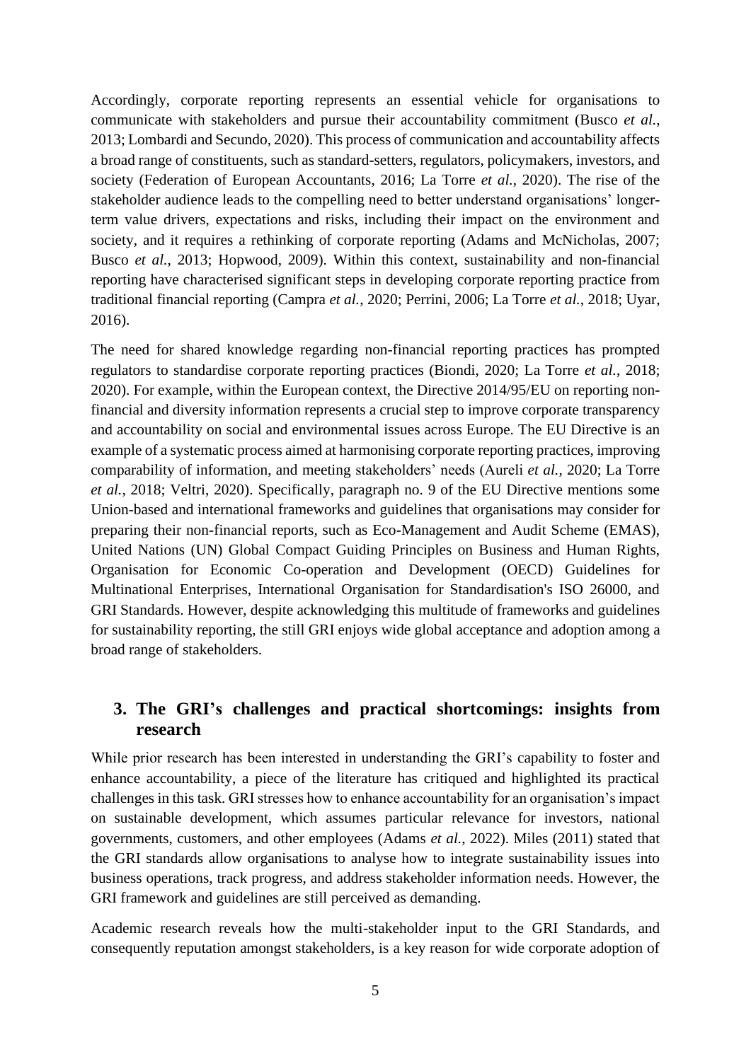Accordingly, corporate reporting represents an essential vehicle for organisations to communicate with stakeholders and pursue their accountability commitment (Busco *et al.*, 2013; Lombardi and Secundo, 2020). This process of communication and accountability affects a broad range of constituents, such as standard-setters, regulators, policymakers, investors, and society (Federation of European Accountants, 2016; La Torre *et al.*, 2020). The rise of the stakeholder audience leads to the compelling need to better understand organisations' longer-term value drivers, expectations and risks, including their impact on the environment and society, and it requires a rethinking of corporate reporting (Adams and McNicholas, 2007; Busco *et al.*, 2013; Hopwood, 2009). Within this context, sustainability and non-financial reporting have characterised significant steps in developing corporate reporting practice from traditional financial reporting (Campra *et al.*, 2020; Perrini, 2006; La Torre *et al.*, 2018; Uyar, 2016).

The need for shared knowledge regarding non-financial reporting practices has prompted regulators to standardise corporate reporting practices (Biondi, 2020; La Torre *et al.*, 2018; 2020). For example, within the European context, the Directive 2014/95/EU on reporting non-financial and diversity information represents a crucial step to improve corporate transparency and accountability on social and environmental issues across Europe. The EU Directive is an example of a systematic process aimed at harmonising corporate reporting practices, improving comparability of information, and meeting stakeholders' needs (Aureli *et al.*, 2020; La Torre *et al.*, 2018; Veltri, 2020). Specifically, paragraph no. 9 of the EU Directive mentions some Union-based and international frameworks and guidelines that organisations may consider for preparing their non-financial reports, such as Eco-Management and Audit Scheme (EMAS), United Nations (UN) Global Compact Guiding Principles on Business and Human Rights, Organisation for Economic Co-operation and Development (OECD) Guidelines for Multinational Enterprises, International Organisation for Standardisation's ISO 26000, and GRI Standards. However, despite acknowledging this multitude of frameworks and guidelines for sustainability reporting, the still GRI enjoys wide global acceptance and adoption among a broad range of stakeholders.

## 3. The GRI's challenges and practical shortcomings: insights from research

While prior research has been interested in understanding the GRI's capability to foster and enhance accountability, a piece of the literature has critiqued and highlighted its practical challenges in this task. GRI stresses how to enhance accountability for an organisation's impact on sustainable development, which assumes particular relevance for investors, national governments, customers, and other employees (Adams *et al.*, 2022). Miles (2011) stated that the GRI standards allow organisations to analyse how to integrate sustainability issues into business operations, track progress, and address stakeholder information needs. However, the GRI framework and guidelines are still perceived as demanding.

Academic research reveals how the multi-stakeholder input to the GRI Standards, and consequently reputation amongst stakeholders, is a key reason for wide corporate adoption of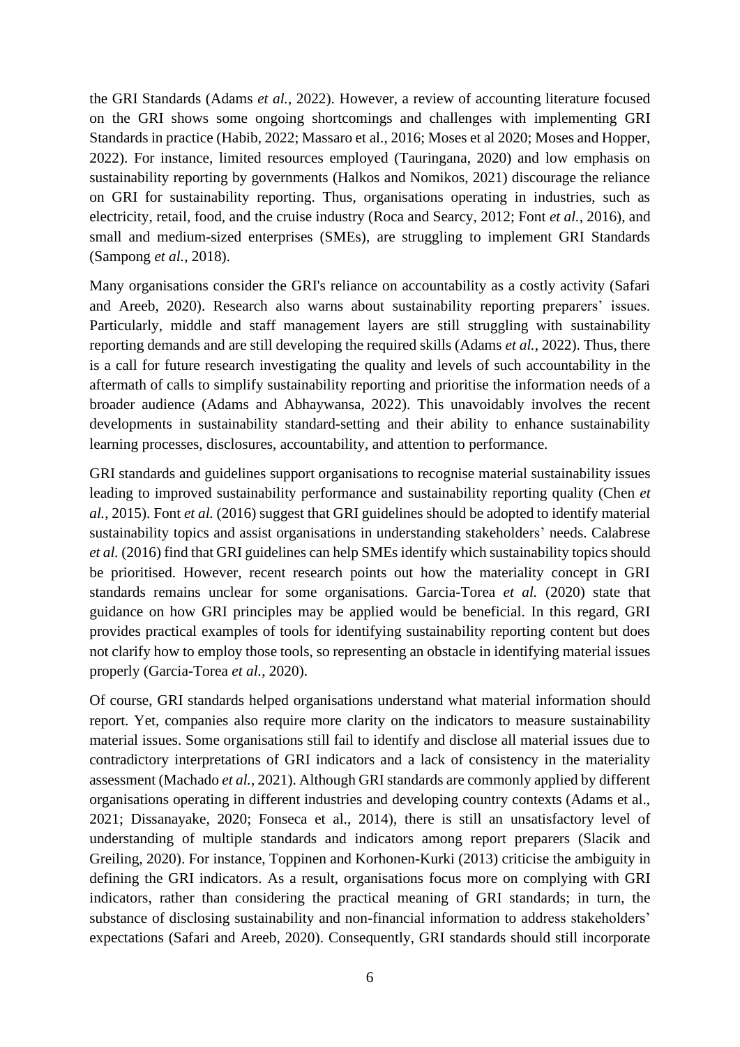the GRI Standards (Adams *et al.*, 2022). However, a review of accounting literature focused on the GRI shows some ongoing shortcomings and challenges with implementing GRI Standards in practice (Habib, 2022; Massaro et al., 2016; Moses et al 2020; Moses and Hopper, 2022). For instance, limited resources employed (Tauringana, 2020) and low emphasis on sustainability reporting by governments (Halkos and Nomikos, 2021) discourage the reliance on GRI for sustainability reporting. Thus, organisations operating in industries, such as electricity, retail, food, and the cruise industry (Roca and Searcy, 2012; Font *et al.*, 2016), and small and medium-sized enterprises (SMEs), are struggling to implement GRI Standards (Sampong *et al.*, 2018).

Many organisations consider the GRI's reliance on accountability as a costly activity (Safari and Areeb, 2020). Research also warns about sustainability reporting preparers' issues. Particularly, middle and staff management layers are still struggling with sustainability reporting demands and are still developing the required skills (Adams *et al.*, 2022). Thus, there is a call for future research investigating the quality and levels of such accountability in the aftermath of calls to simplify sustainability reporting and prioritise the information needs of a broader audience (Adams and Abhaywansa, 2022). This unavoidably involves the recent developments in sustainability standard-setting and their ability to enhance sustainability learning processes, disclosures, accountability, and attention to performance.

GRI standards and guidelines support organisations to recognise material sustainability issues leading to improved sustainability performance and sustainability reporting quality (Chen *et al.*, 2015). Font *et al.* (2016) suggest that GRI guidelines should be adopted to identify material sustainability topics and assist organisations in understanding stakeholders' needs. Calabrese *et al.* (2016) find that GRI guidelines can help SMEs identify which sustainability topics should be prioritised. However, recent research points out how the materiality concept in GRI standards remains unclear for some organisations. Garcia-Torea *et al.* (2020) state that guidance on how GRI principles may be applied would be beneficial. In this regard, GRI provides practical examples of tools for identifying sustainability reporting content but does not clarify how to employ those tools, so representing an obstacle in identifying material issues properly (Garcia-Torea *et al.*, 2020).

Of course, GRI standards helped organisations understand what material information should report. Yet, companies also require more clarity on the indicators to measure sustainability material issues. Some organisations still fail to identify and disclose all material issues due to contradictory interpretations of GRI indicators and a lack of consistency in the materiality assessment (Machado *et al.*, 2021). Although GRI standards are commonly applied by different organisations operating in different industries and developing country contexts (Adams et al., 2021; Dissanayake, 2020; Fonseca et al., 2014), there is still an unsatisfactory level of understanding of multiple standards and indicators among report preparers (Slacik and Greiling, 2020). For instance, Toppinen and Korhonen-Kurki (2013) criticise the ambiguity in defining the GRI indicators. As a result, organisations focus more on complying with GRI indicators, rather than considering the practical meaning of GRI standards; in turn, the substance of disclosing sustainability and non-financial information to address stakeholders' expectations (Safari and Areeb, 2020). Consequently, GRI standards should still incorporate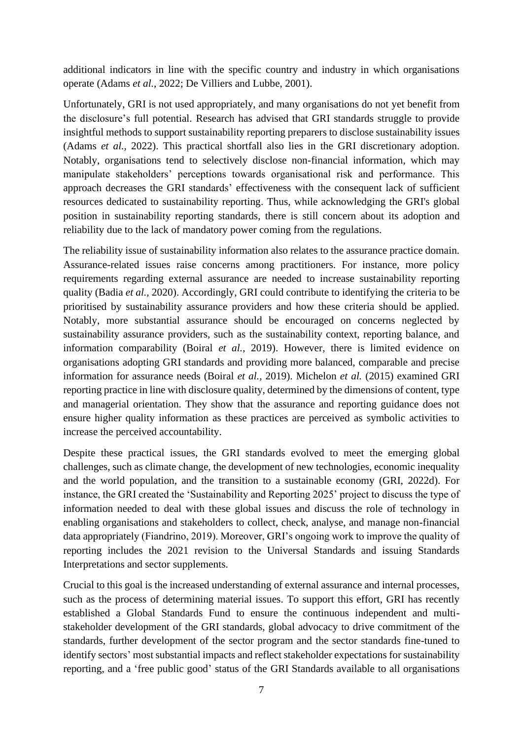additional indicators in line with the specific country and industry in which organisations operate (Adams *et al.*, 2022; De Villiers and Lubbe, 2001).

Unfortunately, GRI is not used appropriately, and many organisations do not yet benefit from the disclosure's full potential. Research has advised that GRI standards struggle to provide insightful methods to support sustainability reporting preparers to disclose sustainability issues (Adams *et al.*, 2022). This practical shortfall also lies in the GRI discretionary adoption. Notably, organisations tend to selectively disclose non-financial information, which may manipulate stakeholders' perceptions towards organisational risk and performance. This approach decreases the GRI standards' effectiveness with the consequent lack of sufficient resources dedicated to sustainability reporting. Thus, while acknowledging the GRI's global position in sustainability reporting standards, there is still concern about its adoption and reliability due to the lack of mandatory power coming from the regulations.

The reliability issue of sustainability information also relates to the assurance practice domain. Assurance-related issues raise concerns among practitioners. For instance, more policy requirements regarding external assurance are needed to increase sustainability reporting quality (Badia *et al.*, 2020). Accordingly, GRI could contribute to identifying the criteria to be prioritised by sustainability assurance providers and how these criteria should be applied. Notably, more substantial assurance should be encouraged on concerns neglected by sustainability assurance providers, such as the sustainability context, reporting balance, and information comparability (Boiral *et al.*, 2019). However, there is limited evidence on organisations adopting GRI standards and providing more balanced, comparable and precise information for assurance needs (Boiral *et al.*, 2019). Michelon *et al.* (2015) examined GRI reporting practice in line with disclosure quality, determined by the dimensions of content, type and managerial orientation. They show that the assurance and reporting guidance does not ensure higher quality information as these practices are perceived as symbolic activities to increase the perceived accountability.

Despite these practical issues, the GRI standards evolved to meet the emerging global challenges, such as climate change, the development of new technologies, economic inequality and the world population, and the transition to a sustainable economy (GRI, 2022d). For instance, the GRI created the 'Sustainability and Reporting 2025' project to discuss the type of information needed to deal with these global issues and discuss the role of technology in enabling organisations and stakeholders to collect, check, analyse, and manage non-financial data appropriately (Fiandrino, 2019). Moreover, GRI's ongoing work to improve the quality of reporting includes the 2021 revision to the Universal Standards and issuing Standards Interpretations and sector supplements.

Crucial to this goal is the increased understanding of external assurance and internal processes, such as the process of determining material issues. To support this effort, GRI has recently established a Global Standards Fund to ensure the continuous independent and multi-stakeholder development of the GRI standards, global advocacy to drive commitment of the standards, further development of the sector program and the sector standards fine-tuned to identify sectors' most substantial impacts and reflect stakeholder expectations for sustainability reporting, and a 'free public good' status of the GRI Standards available to all organisations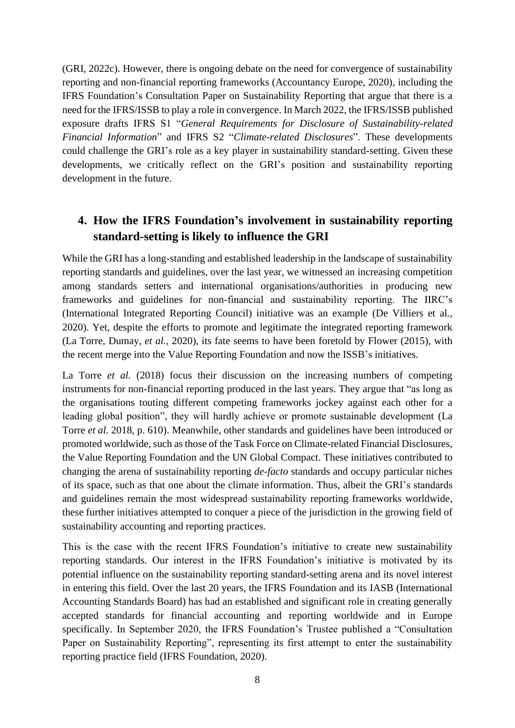(GRI, 2022c). However, there is ongoing debate on the need for convergence of sustainability reporting and non-financial reporting frameworks (Accountancy Europe, 2020), including the IFRS Foundation's Consultation Paper on Sustainability Reporting that argue that there is a need for the IFRS/ISSB to play a role in convergence. In March 2022, the IFRS/ISSB published exposure drafts IFRS S1 "*General Requirements for Disclosure of Sustainability-related Financial Information*" and IFRS S2 "*Climate-related Disclosures*". These developments could challenge the GRI's role as a key player in sustainability standard-setting. Given these developments, we critically reflect on the GRI's position and sustainability reporting development in the future.

## 4. How the IFRS Foundation's involvement in sustainability reporting standard-setting is likely to influence the GRI

While the GRI has a long-standing and established leadership in the landscape of sustainability reporting standards and guidelines, over the last year, we witnessed an increasing competition among standards setters and international organisations/authorities in producing new frameworks and guidelines for non-financial and sustainability reporting. The IIRC's (International Integrated Reporting Council) initiative was an example (De Villiers et al., 2020). Yet, despite the efforts to promote and legitimate the integrated reporting framework (La Torre, Dumay, *et al.*, 2020), its fate seems to have been foretold by Flower (2015), with the recent merge into the Value Reporting Foundation and now the ISSB's initiatives.

La Torre *et al.* (2018) focus their discussion on the increasing numbers of competing instruments for non-financial reporting produced in the last years. They argue that "as long as the organisations touting different competing frameworks jockey against each other for a leading global position", they will hardly achieve or promote sustainable development (La Torre *et al.* 2018, p. 610). Meanwhile, other standards and guidelines have been introduced or promoted worldwide, such as those of the Task Force on Climate-related Financial Disclosures, the Value Reporting Foundation and the UN Global Compact. These initiatives contributed to changing the arena of sustainability reporting *de-facto* standards and occupy particular niches of its space, such as that one about the climate information. Thus, albeit the GRI's standards and guidelines remain the most widespread sustainability reporting frameworks worldwide, these further initiatives attempted to conquer a piece of the jurisdiction in the growing field of sustainability accounting and reporting practices.

This is the case with the recent IFRS Foundation's initiative to create new sustainability reporting standards. Our interest in the IFRS Foundation's initiative is motivated by its potential influence on the sustainability reporting standard-setting arena and its novel interest in entering this field. Over the last 20 years, the IFRS Foundation and its IASB (International Accounting Standards Board) has had an established and significant role in creating generally accepted standards for financial accounting and reporting worldwide and in Europe specifically. In September 2020, the IFRS Foundation's Trustee published a "Consultation Paper on Sustainability Reporting", representing its first attempt to enter the sustainability reporting practice field (IFRS Foundation, 2020).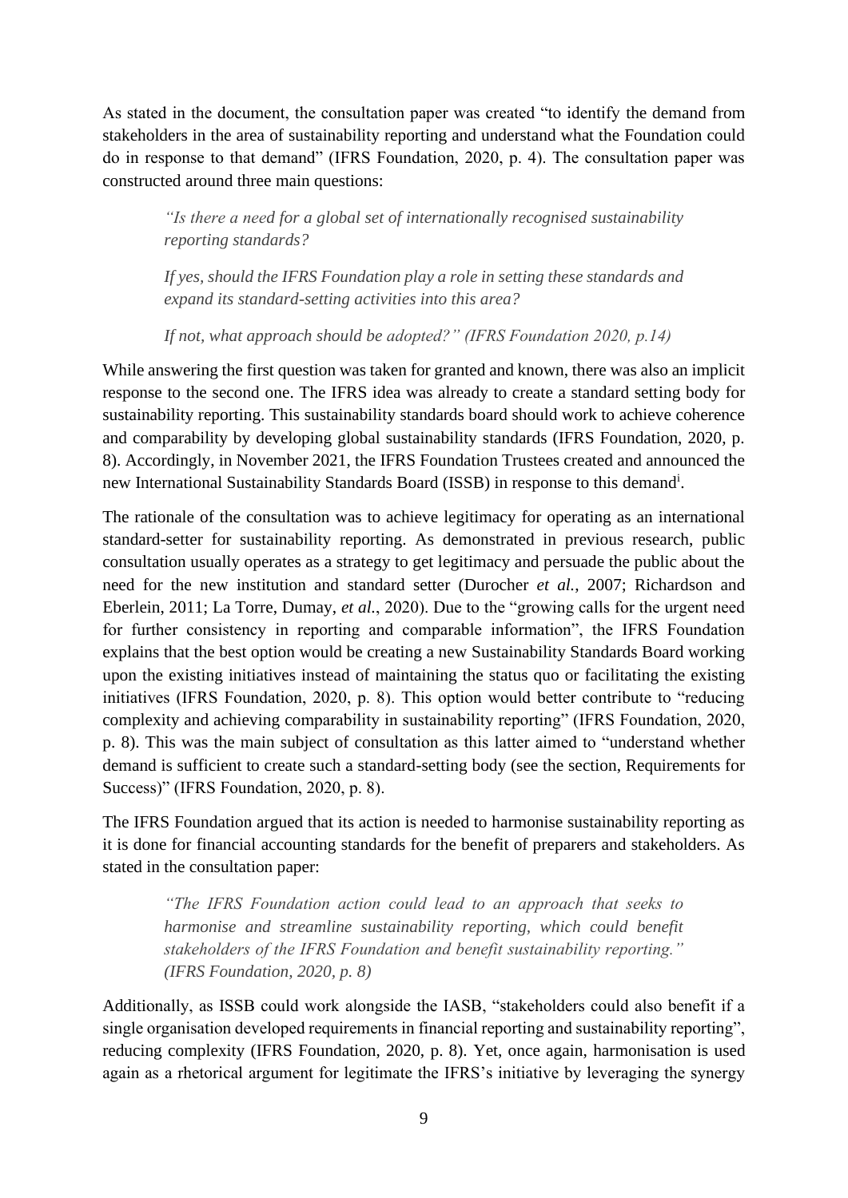As stated in the document, the consultation paper was created "to identify the demand from stakeholders in the area of sustainability reporting and understand what the Foundation could do in response to that demand" (IFRS Foundation, 2020, p. 4). The consultation paper was constructed around three main questions:

> *"Is there a need for a global set of internationally recognised sustainability reporting standards?*
>
> *If yes, should the IFRS Foundation play a role in setting these standards and expand its standard-setting activities into this area?*
>
> *If not, what approach should be adopted?" (IFRS Foundation 2020, p.14)*

While answering the first question was taken for granted and known, there was also an implicit response to the second one. The IFRS idea was already to create a standard setting body for sustainability reporting. This sustainability standards board should work to achieve coherence and comparability by developing global sustainability standards (IFRS Foundation, 2020, p. 8). Accordingly, in November 2021, the IFRS Foundation Trustees created and announced the new International Sustainability Standards Board (ISSB) in response to this demand[i].

The rationale of the consultation was to achieve legitimacy for operating as an international standard-setter for sustainability reporting. As demonstrated in previous research, public consultation usually operates as a strategy to get legitimacy and persuade the public about the need for the new institution and standard setter (Durocher *et al.*, 2007; Richardson and Eberlein, 2011; La Torre, Dumay, *et al.*, 2020). Due to the "growing calls for the urgent need for further consistency in reporting and comparable information", the IFRS Foundation explains that the best option would be creating a new Sustainability Standards Board working upon the existing initiatives instead of maintaining the status quo or facilitating the existing initiatives (IFRS Foundation, 2020, p. 8). This option would better contribute to "reducing complexity and achieving comparability in sustainability reporting" (IFRS Foundation, 2020, p. 8). This was the main subject of consultation as this latter aimed to "understand whether demand is sufficient to create such a standard-setting body (see the section, Requirements for Success)" (IFRS Foundation, 2020, p. 8).

The IFRS Foundation argued that its action is needed to harmonise sustainability reporting as it is done for financial accounting standards for the benefit of preparers and stakeholders. As stated in the consultation paper:

> *"The IFRS Foundation action could lead to an approach that seeks to harmonise and streamline sustainability reporting, which could benefit stakeholders of the IFRS Foundation and benefit sustainability reporting." (IFRS Foundation, 2020, p. 8)*

Additionally, as ISSB could work alongside the IASB, "stakeholders could also benefit if a single organisation developed requirements in financial reporting and sustainability reporting", reducing complexity (IFRS Foundation, 2020, p. 8). Yet, once again, harmonisation is used again as a rhetorical argument for legitimate the IFRS's initiative by leveraging the synergy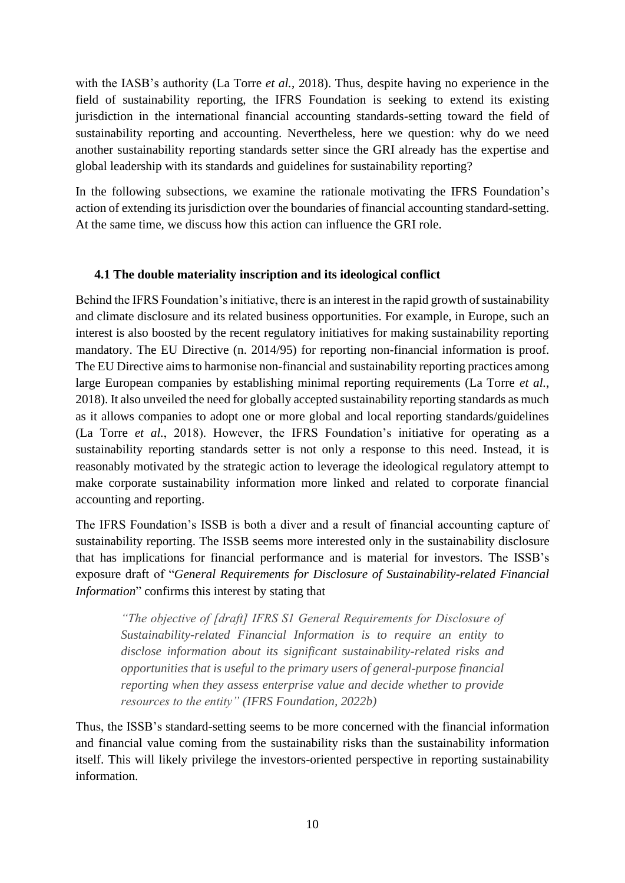with the IASB's authority (La Torre *et al.*, 2018). Thus, despite having no experience in the field of sustainability reporting, the IFRS Foundation is seeking to extend its existing jurisdiction in the international financial accounting standards-setting toward the field of sustainability reporting and accounting. Nevertheless, here we question: why do we need another sustainability reporting standards setter since the GRI already has the expertise and global leadership with its standards and guidelines for sustainability reporting?

In the following subsections, we examine the rationale motivating the IFRS Foundation's action of extending its jurisdiction over the boundaries of financial accounting standard-setting. At the same time, we discuss how this action can influence the GRI role.

### 4.1 The double materiality inscription and its ideological conflict

Behind the IFRS Foundation's initiative, there is an interest in the rapid growth of sustainability and climate disclosure and its related business opportunities. For example, in Europe, such an interest is also boosted by the recent regulatory initiatives for making sustainability reporting mandatory. The EU Directive (n. 2014/95) for reporting non-financial information is proof. The EU Directive aims to harmonise non-financial and sustainability reporting practices among large European companies by establishing minimal reporting requirements (La Torre *et al.*, 2018). It also unveiled the need for globally accepted sustainability reporting standards as much as it allows companies to adopt one or more global and local reporting standards/guidelines (La Torre *et al.*, 2018). However, the IFRS Foundation's initiative for operating as a sustainability reporting standards setter is not only a response to this need. Instead, it is reasonably motivated by the strategic action to leverage the ideological regulatory attempt to make corporate sustainability information more linked and related to corporate financial accounting and reporting.

The IFRS Foundation's ISSB is both a diver and a result of financial accounting capture of sustainability reporting. The ISSB seems more interested only in the sustainability disclosure that has implications for financial performance and is material for investors. The ISSB's exposure draft of "*General Requirements for Disclosure of Sustainability-related Financial Information*" confirms this interest by stating that

> *"The objective of [draft] IFRS S1 General Requirements for Disclosure of Sustainability-related Financial Information is to require an entity to disclose information about its significant sustainability-related risks and opportunities that is useful to the primary users of general-purpose financial reporting when they assess enterprise value and decide whether to provide resources to the entity" (IFRS Foundation, 2022b)*

Thus, the ISSB's standard-setting seems to be more concerned with the financial information and financial value coming from the sustainability risks than the sustainability information itself. This will likely privilege the investors-oriented perspective in reporting sustainability information.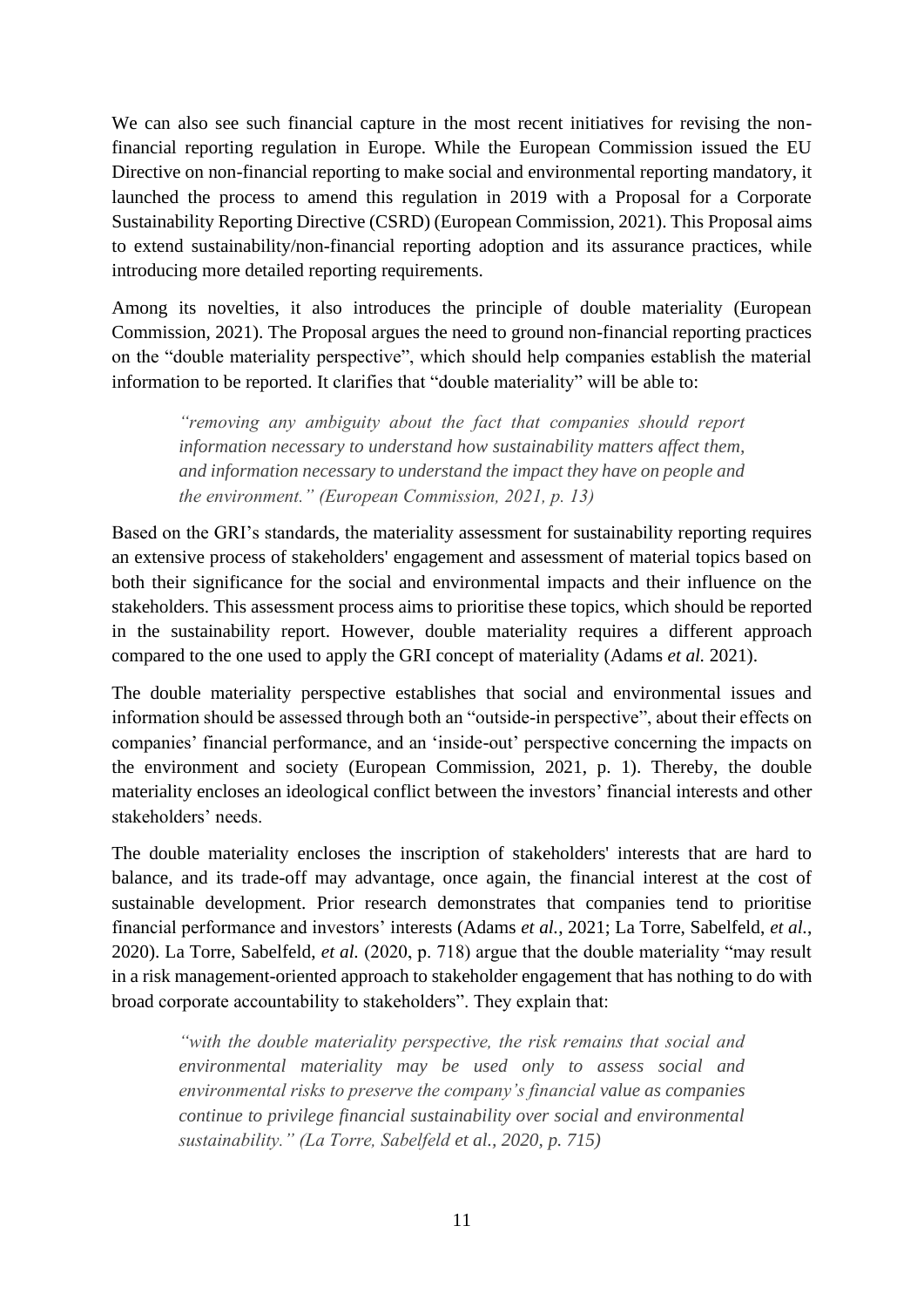We can also see such financial capture in the most recent initiatives for revising the non-financial reporting regulation in Europe. While the European Commission issued the EU Directive on non-financial reporting to make social and environmental reporting mandatory, it launched the process to amend this regulation in 2019 with a Proposal for a Corporate Sustainability Reporting Directive (CSRD) (European Commission, 2021). This Proposal aims to extend sustainability/non-financial reporting adoption and its assurance practices, while introducing more detailed reporting requirements.

Among its novelties, it also introduces the principle of double materiality (European Commission, 2021). The Proposal argues the need to ground non-financial reporting practices on the "double materiality perspective", which should help companies establish the material information to be reported. It clarifies that "double materiality" will be able to:

> *"removing any ambiguity about the fact that companies should report information necessary to understand how sustainability matters affect them, and information necessary to understand the impact they have on people and the environment." (European Commission, 2021, p. 13)*

Based on the GRI's standards, the materiality assessment for sustainability reporting requires an extensive process of stakeholders' engagement and assessment of material topics based on both their significance for the social and environmental impacts and their influence on the stakeholders. This assessment process aims to prioritise these topics, which should be reported in the sustainability report. However, double materiality requires a different approach compared to the one used to apply the GRI concept of materiality (Adams *et al.* 2021).

The double materiality perspective establishes that social and environmental issues and information should be assessed through both an "outside-in perspective", about their effects on companies' financial performance, and an 'inside-out' perspective concerning the impacts on the environment and society (European Commission, 2021, p. 1). Thereby, the double materiality encloses an ideological conflict between the investors' financial interests and other stakeholders' needs.

The double materiality encloses the inscription of stakeholders' interests that are hard to balance, and its trade-off may advantage, once again, the financial interest at the cost of sustainable development. Prior research demonstrates that companies tend to prioritise financial performance and investors' interests (Adams *et al.*, 2021; La Torre, Sabelfeld, *et al.*, 2020). La Torre, Sabelfeld, *et al.* (2020, p. 718) argue that the double materiality "may result in a risk management-oriented approach to stakeholder engagement that has nothing to do with broad corporate accountability to stakeholders". They explain that:

> *"with the double materiality perspective, the risk remains that social and environmental materiality may be used only to assess social and environmental risks to preserve the company's financial value as companies continue to privilege financial sustainability over social and environmental sustainability." (La Torre, Sabelfeld et al., 2020, p. 715)*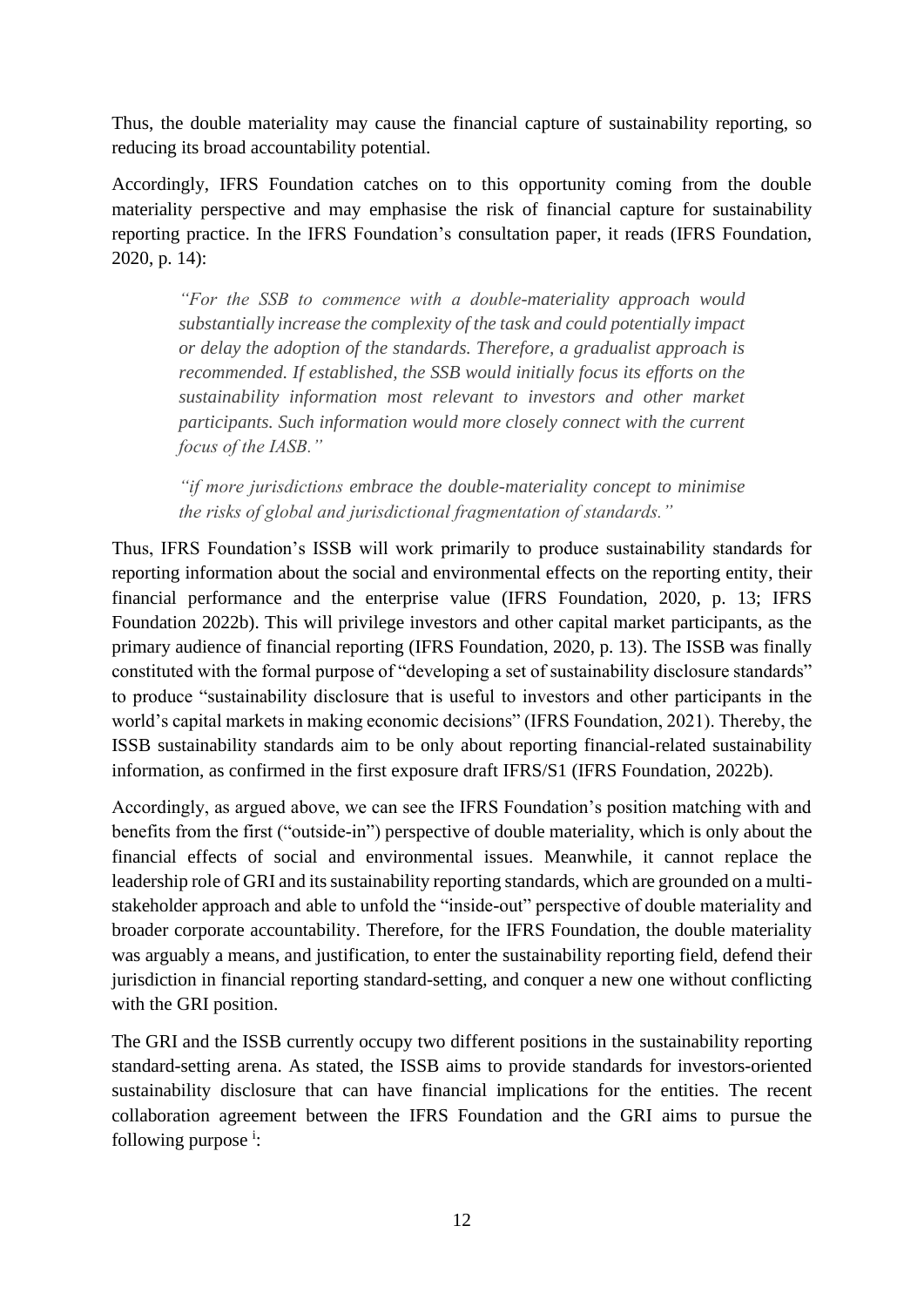Thus, the double materiality may cause the financial capture of sustainability reporting, so reducing its broad accountability potential.

Accordingly, IFRS Foundation catches on to this opportunity coming from the double materiality perspective and may emphasise the risk of financial capture for sustainability reporting practice. In the IFRS Foundation's consultation paper, it reads (IFRS Foundation, 2020, p. 14):

> *"For the SSB to commence with a double-materiality approach would substantially increase the complexity of the task and could potentially impact or delay the adoption of the standards. Therefore, a gradualist approach is recommended. If established, the SSB would initially focus its efforts on the sustainability information most relevant to investors and other market participants. Such information would more closely connect with the current focus of the IASB."*
>
> *"if more jurisdictions embrace the double-materiality concept to minimise the risks of global and jurisdictional fragmentation of standards."*

Thus, IFRS Foundation's ISSB will work primarily to produce sustainability standards for reporting information about the social and environmental effects on the reporting entity, their financial performance and the enterprise value (IFRS Foundation, 2020, p. 13; IFRS Foundation 2022b). This will privilege investors and other capital market participants, as the primary audience of financial reporting (IFRS Foundation, 2020, p. 13). The ISSB was finally constituted with the formal purpose of "developing a set of sustainability disclosure standards" to produce "sustainability disclosure that is useful to investors and other participants in the world's capital markets in making economic decisions" (IFRS Foundation, 2021). Thereby, the ISSB sustainability standards aim to be only about reporting financial-related sustainability information, as confirmed in the first exposure draft IFRS/S1 (IFRS Foundation, 2022b).

Accordingly, as argued above, we can see the IFRS Foundation's position matching with and benefits from the first ("outside-in") perspective of double materiality, which is only about the financial effects of social and environmental issues. Meanwhile, it cannot replace the leadership role of GRI and its sustainability reporting standards, which are grounded on a multi-stakeholder approach and able to unfold the "inside-out" perspective of double materiality and broader corporate accountability. Therefore, for the IFRS Foundation, the double materiality was arguably a means, and justification, to enter the sustainability reporting field, defend their jurisdiction in financial reporting standard-setting, and conquer a new one without conflicting with the GRI position.

The GRI and the ISSB currently occupy two different positions in the sustainability reporting standard-setting arena. As stated, the ISSB aims to provide standards for investors-oriented sustainability disclosure that can have financial implications for the entities. The recent collaboration agreement between the IFRS Foundation and the GRI aims to pursue the following purpose [i]: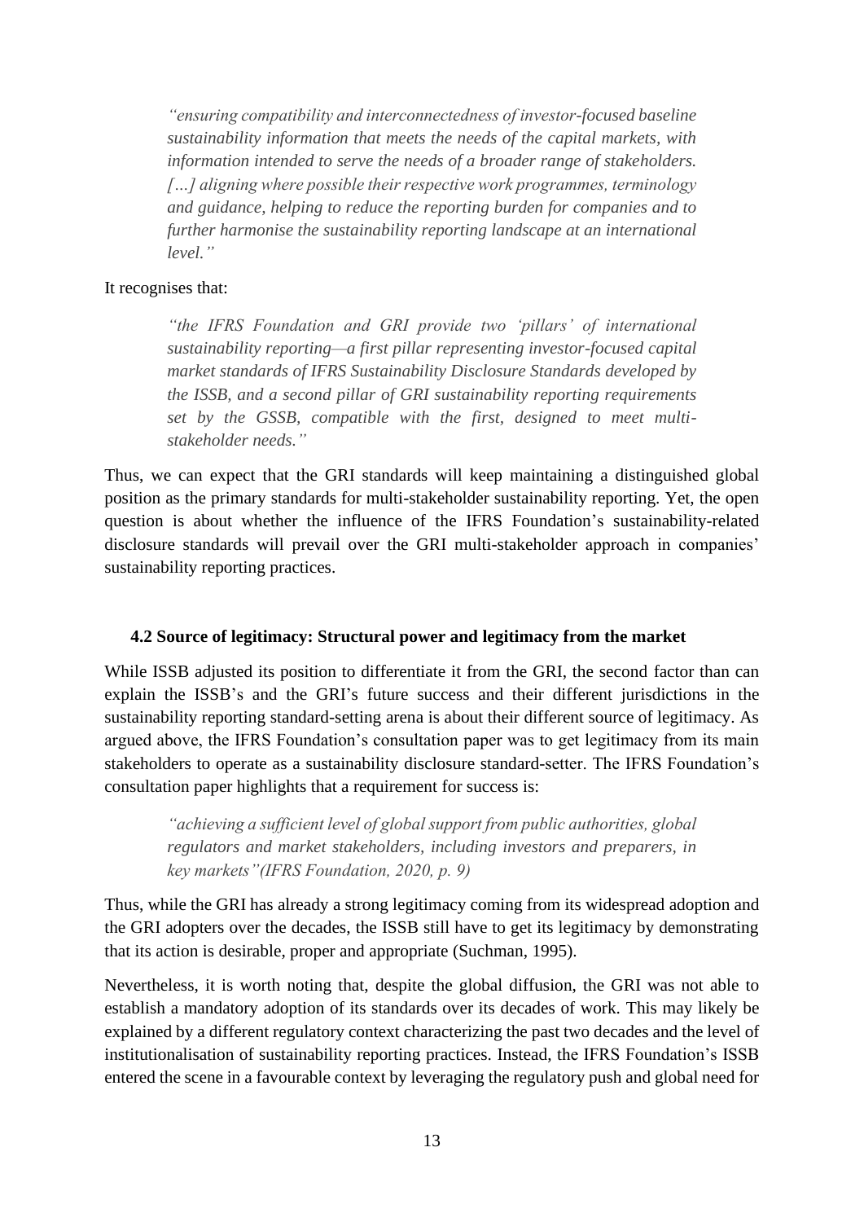> *"ensuring compatibility and interconnectedness of investor-focused baseline sustainability information that meets the needs of the capital markets, with information intended to serve the needs of a broader range of stakeholders. […] aligning where possible their respective work programmes, terminology and guidance, helping to reduce the reporting burden for companies and to further harmonise the sustainability reporting landscape at an international level."*

It recognises that:

> *"the IFRS Foundation and GRI provide two 'pillars' of international sustainability reporting—a first pillar representing investor-focused capital market standards of IFRS Sustainability Disclosure Standards developed by the ISSB, and a second pillar of GRI sustainability reporting requirements set by the GSSB, compatible with the first, designed to meet multi-stakeholder needs."*

Thus, we can expect that the GRI standards will keep maintaining a distinguished global position as the primary standards for multi-stakeholder sustainability reporting. Yet, the open question is about whether the influence of the IFRS Foundation's sustainability-related disclosure standards will prevail over the GRI multi-stakeholder approach in companies' sustainability reporting practices.

### 4.2 Source of legitimacy: Structural power and legitimacy from the market

While ISSB adjusted its position to differentiate it from the GRI, the second factor than can explain the ISSB's and the GRI's future success and their different jurisdictions in the sustainability reporting standard-setting arena is about their different source of legitimacy. As argued above, the IFRS Foundation's consultation paper was to get legitimacy from its main stakeholders to operate as a sustainability disclosure standard-setter. The IFRS Foundation's consultation paper highlights that a requirement for success is:

> *"achieving a sufficient level of global support from public authorities, global regulators and market stakeholders, including investors and preparers, in key markets"(IFRS Foundation, 2020, p. 9)*

Thus, while the GRI has already a strong legitimacy coming from its widespread adoption and the GRI adopters over the decades, the ISSB still have to get its legitimacy by demonstrating that its action is desirable, proper and appropriate (Suchman, 1995).

Nevertheless, it is worth noting that, despite the global diffusion, the GRI was not able to establish a mandatory adoption of its standards over its decades of work. This may likely be explained by a different regulatory context characterizing the past two decades and the level of institutionalisation of sustainability reporting practices. Instead, the IFRS Foundation's ISSB entered the scene in a favourable context by leveraging the regulatory push and global need for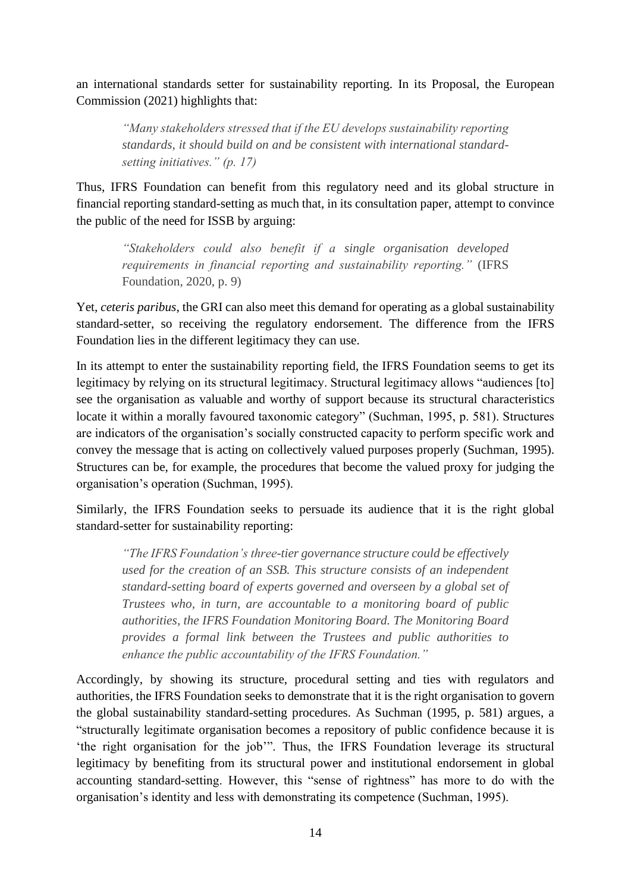an international standards setter for sustainability reporting. In its Proposal, the European Commission (2021) highlights that:

> *"Many stakeholders stressed that if the EU develops sustainability reporting standards, it should build on and be consistent with international standard-setting initiatives." (p. 17)*

Thus, IFRS Foundation can benefit from this regulatory need and its global structure in financial reporting standard-setting as much that, in its consultation paper, attempt to convince the public of the need for ISSB by arguing:

> *"Stakeholders could also benefit if a single organisation developed requirements in financial reporting and sustainability reporting."* (IFRS Foundation, 2020, p. 9)

Yet, *ceteris paribus*, the GRI can also meet this demand for operating as a global sustainability standard-setter, so receiving the regulatory endorsement. The difference from the IFRS Foundation lies in the different legitimacy they can use.

In its attempt to enter the sustainability reporting field, the IFRS Foundation seems to get its legitimacy by relying on its structural legitimacy. Structural legitimacy allows "audiences [to] see the organisation as valuable and worthy of support because its structural characteristics locate it within a morally favoured taxonomic category" (Suchman, 1995, p. 581). Structures are indicators of the organisation's socially constructed capacity to perform specific work and convey the message that is acting on collectively valued purposes properly (Suchman, 1995). Structures can be, for example, the procedures that become the valued proxy for judging the organisation's operation (Suchman, 1995).

Similarly, the IFRS Foundation seeks to persuade its audience that it is the right global standard-setter for sustainability reporting:

> *"The IFRS Foundation's three-tier governance structure could be effectively used for the creation of an SSB. This structure consists of an independent standard-setting board of experts governed and overseen by a global set of Trustees who, in turn, are accountable to a monitoring board of public authorities, the IFRS Foundation Monitoring Board. The Monitoring Board provides a formal link between the Trustees and public authorities to enhance the public accountability of the IFRS Foundation."*

Accordingly, by showing its structure, procedural setting and ties with regulators and authorities, the IFRS Foundation seeks to demonstrate that it is the right organisation to govern the global sustainability standard-setting procedures. As Suchman (1995, p. 581) argues, a "structurally legitimate organisation becomes a repository of public confidence because it is 'the right organisation for the job'". Thus, the IFRS Foundation leverage its structural legitimacy by benefiting from its structural power and institutional endorsement in global accounting standard-setting. However, this "sense of rightness" has more to do with the organisation's identity and less with demonstrating its competence (Suchman, 1995).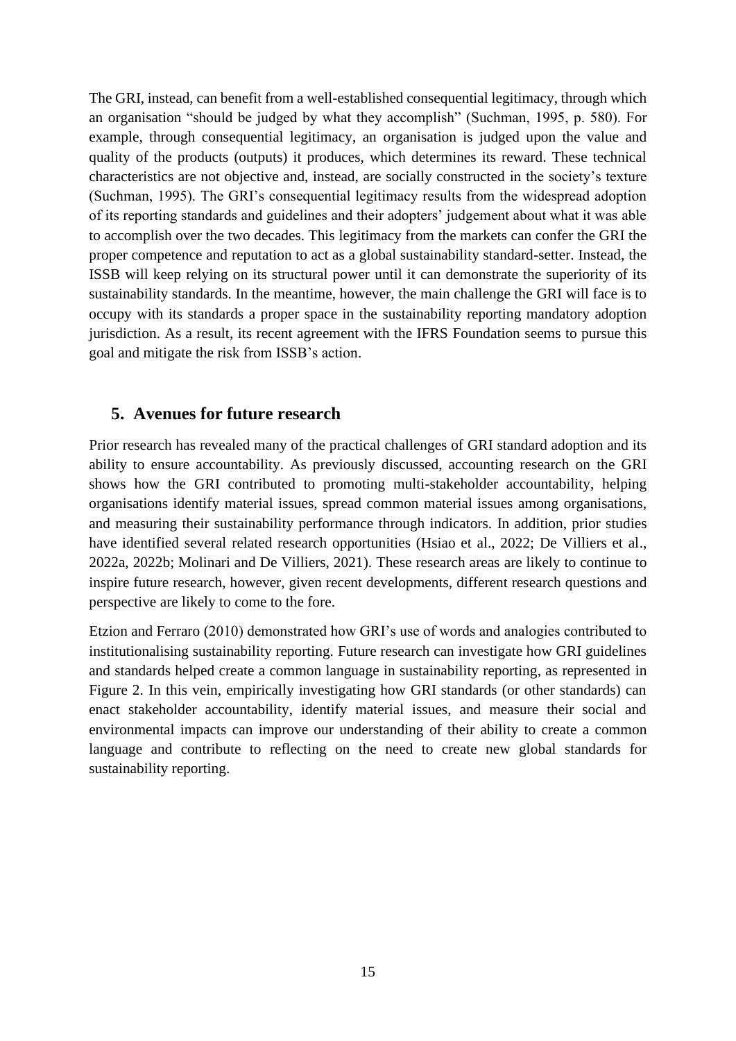The GRI, instead, can benefit from a well-established consequential legitimacy, through which an organisation "should be judged by what they accomplish" (Suchman, 1995, p. 580). For example, through consequential legitimacy, an organisation is judged upon the value and quality of the products (outputs) it produces, which determines its reward. These technical characteristics are not objective and, instead, are socially constructed in the society's texture (Suchman, 1995). The GRI's consequential legitimacy results from the widespread adoption of its reporting standards and guidelines and their adopters' judgement about what it was able to accomplish over the two decades. This legitimacy from the markets can confer the GRI the proper competence and reputation to act as a global sustainability standard-setter. Instead, the ISSB will keep relying on its structural power until it can demonstrate the superiority of its sustainability standards. In the meantime, however, the main challenge the GRI will face is to occupy with its standards a proper space in the sustainability reporting mandatory adoption jurisdiction. As a result, its recent agreement with the IFRS Foundation seems to pursue this goal and mitigate the risk from ISSB's action.

## 5. Avenues for future research

Prior research has revealed many of the practical challenges of GRI standard adoption and its ability to ensure accountability. As previously discussed, accounting research on the GRI shows how the GRI contributed to promoting multi-stakeholder accountability, helping organisations identify material issues, spread common material issues among organisations, and measuring their sustainability performance through indicators. In addition, prior studies have identified several related research opportunities (Hsiao et al., 2022; De Villiers et al., 2022a, 2022b; Molinari and De Villiers, 2021). These research areas are likely to continue to inspire future research, however, given recent developments, different research questions and perspective are likely to come to the fore.

Etzion and Ferraro (2010) demonstrated how GRI's use of words and analogies contributed to institutionalising sustainability reporting. Future research can investigate how GRI guidelines and standards helped create a common language in sustainability reporting, as represented in Figure 2. In this vein, empirically investigating how GRI standards (or other standards) can enact stakeholder accountability, identify material issues, and measure their social and environmental impacts can improve our understanding of their ability to create a common language and contribute to reflecting on the need to create new global standards for sustainability reporting.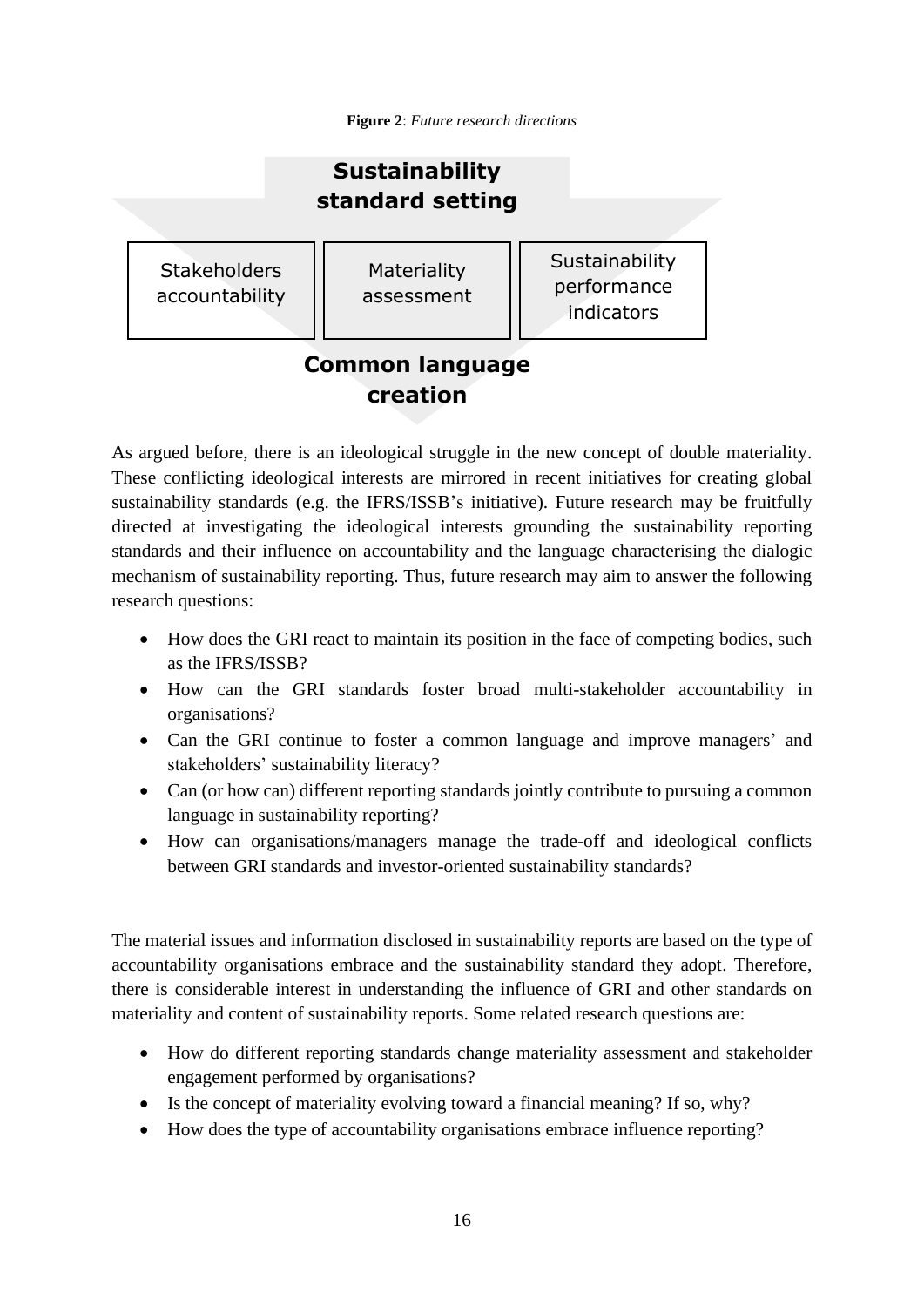**Figure 2**: *Future research directions*

**Sustainability standard setting**

| Stakeholders accountability | Materiality assessment | Sustainability performance indicators |
|---|---|---|

**Common language creation**

As argued before, there is an ideological struggle in the new concept of double materiality. These conflicting ideological interests are mirrored in recent initiatives for creating global sustainability standards (e.g. the IFRS/ISSB's initiative). Future research may be fruitfully directed at investigating the ideological interests grounding the sustainability reporting standards and their influence on accountability and the language characterising the dialogic mechanism of sustainability reporting. Thus, future research may aim to answer the following research questions:

- How does the GRI react to maintain its position in the face of competing bodies, such as the IFRS/ISSB?
- How can the GRI standards foster broad multi-stakeholder accountability in organisations?
- Can the GRI continue to foster a common language and improve managers' and stakeholders' sustainability literacy?
- Can (or how can) different reporting standards jointly contribute to pursuing a common language in sustainability reporting?
- How can organisations/managers manage the trade-off and ideological conflicts between GRI standards and investor-oriented sustainability standards?

The material issues and information disclosed in sustainability reports are based on the type of accountability organisations embrace and the sustainability standard they adopt. Therefore, there is considerable interest in understanding the influence of GRI and other standards on materiality and content of sustainability reports. Some related research questions are:

- How do different reporting standards change materiality assessment and stakeholder engagement performed by organisations?
- Is the concept of materiality evolving toward a financial meaning? If so, why?
- How does the type of accountability organisations embrace influence reporting?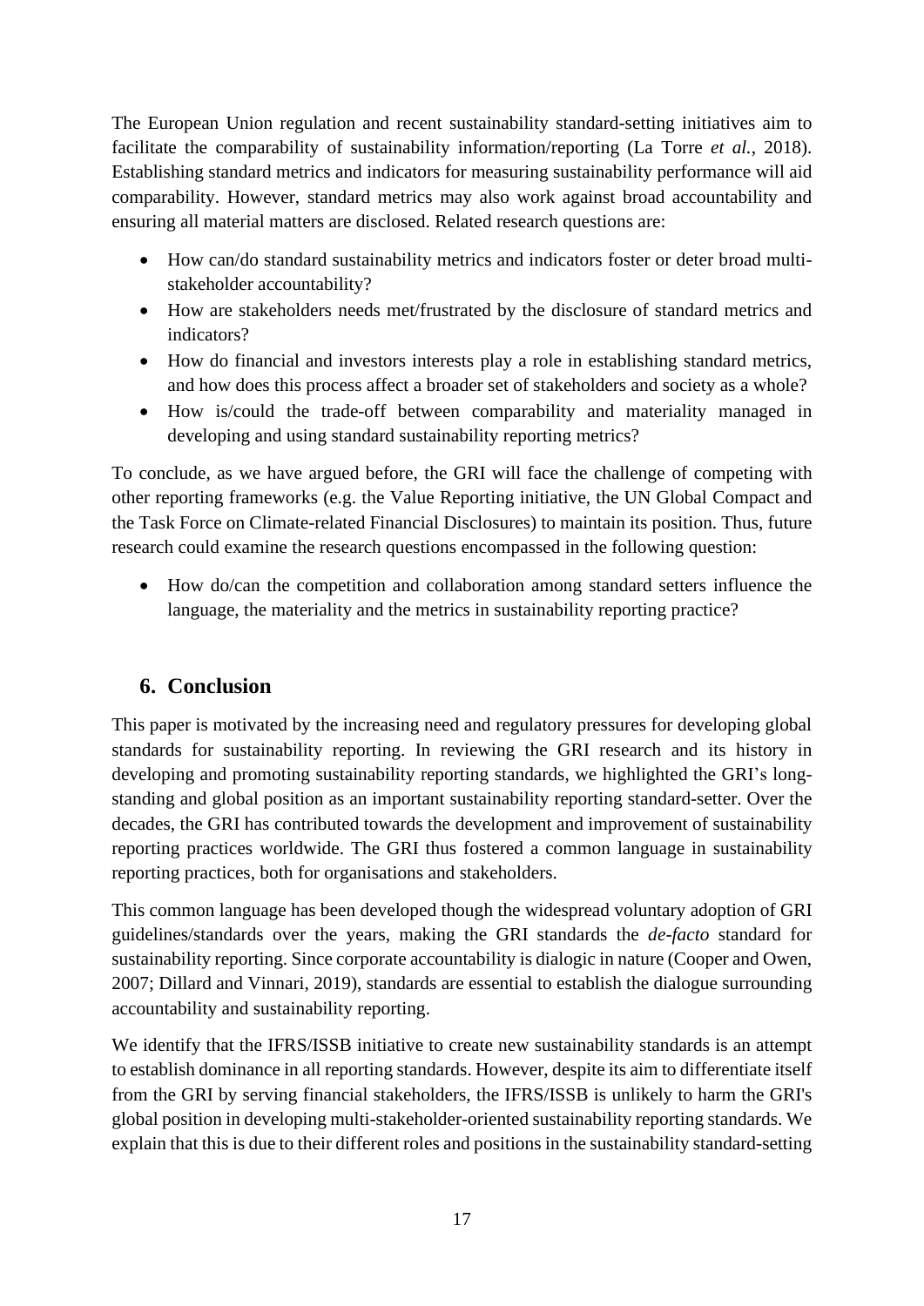The European Union regulation and recent sustainability standard-setting initiatives aim to facilitate the comparability of sustainability information/reporting (La Torre *et al.*, 2018). Establishing standard metrics and indicators for measuring sustainability performance will aid comparability. However, standard metrics may also work against broad accountability and ensuring all material matters are disclosed. Related research questions are:

- How can/do standard sustainability metrics and indicators foster or deter broad multi-stakeholder accountability?
- How are stakeholders needs met/frustrated by the disclosure of standard metrics and indicators?
- How do financial and investors interests play a role in establishing standard metrics, and how does this process affect a broader set of stakeholders and society as a whole?
- How is/could the trade-off between comparability and materiality managed in developing and using standard sustainability reporting metrics?

To conclude, as we have argued before, the GRI will face the challenge of competing with other reporting frameworks (e.g. the Value Reporting initiative, the UN Global Compact and the Task Force on Climate-related Financial Disclosures) to maintain its position. Thus, future research could examine the research questions encompassed in the following question:

- How do/can the competition and collaboration among standard setters influence the language, the materiality and the metrics in sustainability reporting practice?

## 6. Conclusion

This paper is motivated by the increasing need and regulatory pressures for developing global standards for sustainability reporting. In reviewing the GRI research and its history in developing and promoting sustainability reporting standards, we highlighted the GRI's long-standing and global position as an important sustainability reporting standard-setter. Over the decades, the GRI has contributed towards the development and improvement of sustainability reporting practices worldwide. The GRI thus fostered a common language in sustainability reporting practices, both for organisations and stakeholders.

This common language has been developed though the widespread voluntary adoption of GRI guidelines/standards over the years, making the GRI standards the *de-facto* standard for sustainability reporting. Since corporate accountability is dialogic in nature (Cooper and Owen, 2007; Dillard and Vinnari, 2019), standards are essential to establish the dialogue surrounding accountability and sustainability reporting.

We identify that the IFRS/ISSB initiative to create new sustainability standards is an attempt to establish dominance in all reporting standards. However, despite its aim to differentiate itself from the GRI by serving financial stakeholders, the IFRS/ISSB is unlikely to harm the GRI's global position in developing multi-stakeholder-oriented sustainability reporting standards. We explain that this is due to their different roles and positions in the sustainability standard-setting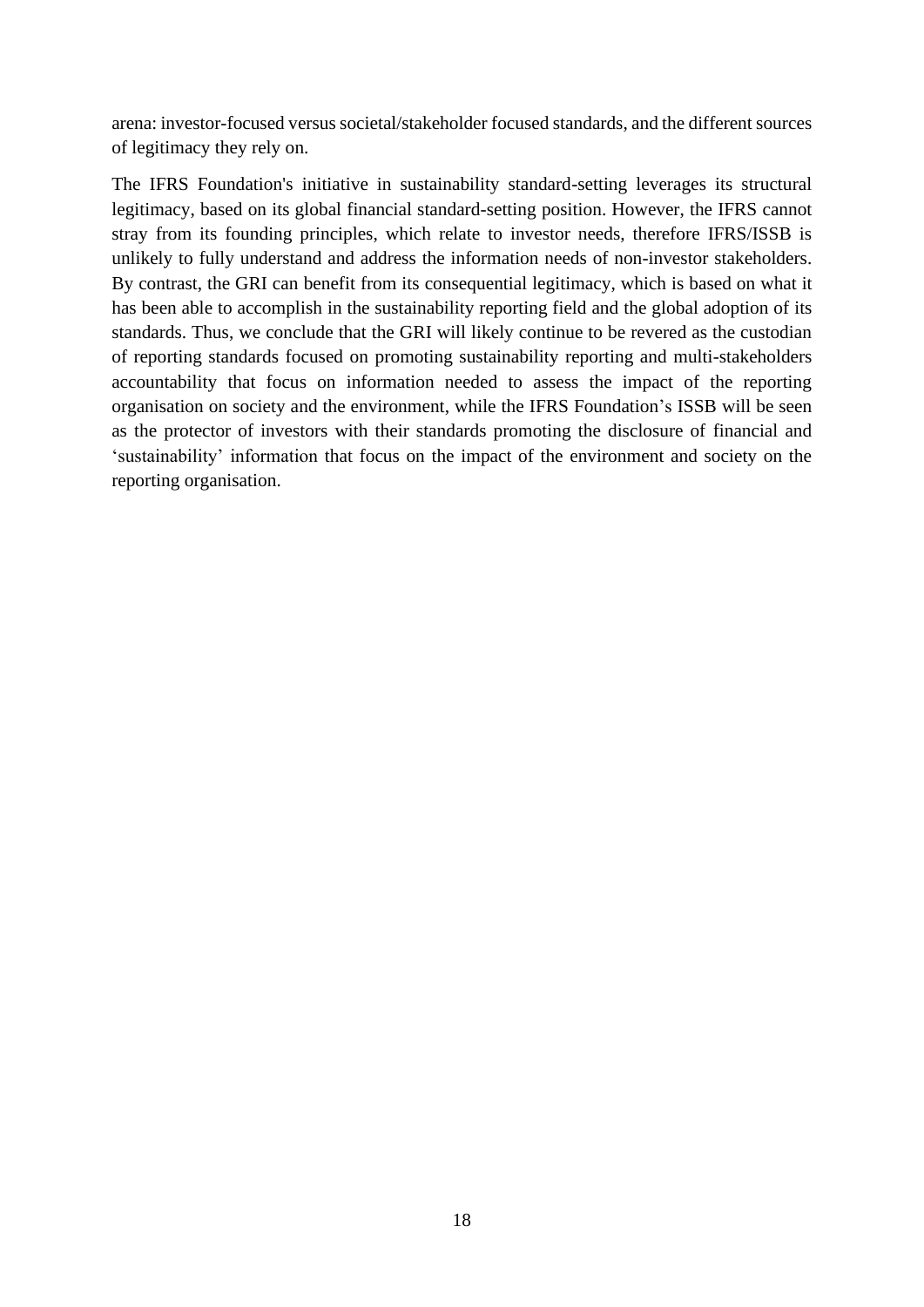arena: investor-focused versus societal/stakeholder focused standards, and the different sources of legitimacy they rely on.

The IFRS Foundation's initiative in sustainability standard-setting leverages its structural legitimacy, based on its global financial standard-setting position. However, the IFRS cannot stray from its founding principles, which relate to investor needs, therefore IFRS/ISSB is unlikely to fully understand and address the information needs of non-investor stakeholders. By contrast, the GRI can benefit from its consequential legitimacy, which is based on what it has been able to accomplish in the sustainability reporting field and the global adoption of its standards. Thus, we conclude that the GRI will likely continue to be revered as the custodian of reporting standards focused on promoting sustainability reporting and multi-stakeholders accountability that focus on information needed to assess the impact of the reporting organisation on society and the environment, while the IFRS Foundation's ISSB will be seen as the protector of investors with their standards promoting the disclosure of financial and 'sustainability' information that focus on the impact of the environment and society on the reporting organisation.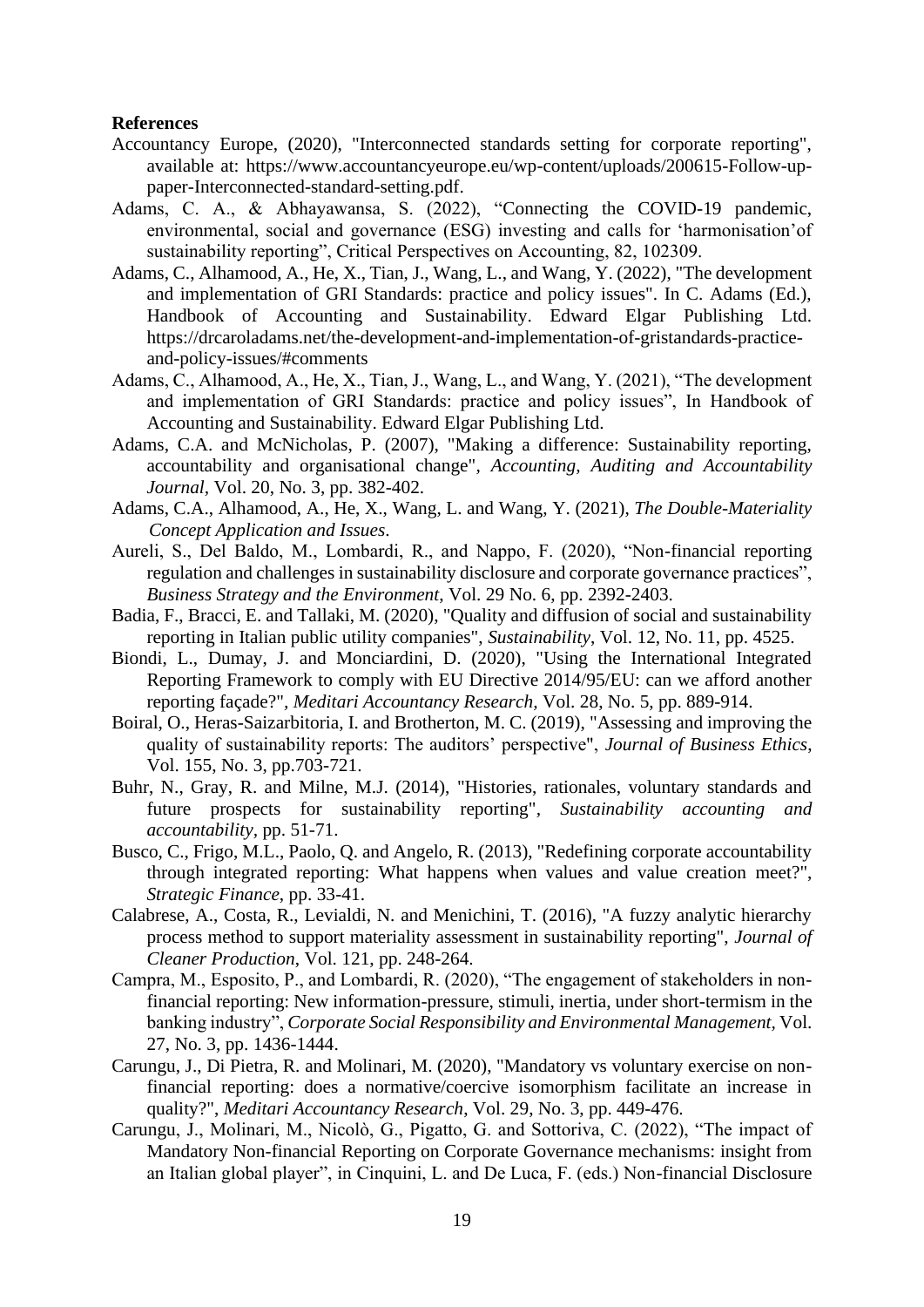**References**

Accountancy Europe, (2020), "Interconnected standards setting for corporate reporting", available at: https://www.accountancyeurope.eu/wp-content/uploads/200615-Follow-up-paper-Interconnected-standard-setting.pdf.

Adams, C. A., & Abhayawansa, S. (2022), "Connecting the COVID-19 pandemic, environmental, social and governance (ESG) investing and calls for 'harmonisation'of sustainability reporting", Critical Perspectives on Accounting, 82, 102309.

Adams, C., Alhamood, A., He, X., Tian, J., Wang, L., and Wang, Y. (2022), "The development and implementation of GRI Standards: practice and policy issues". In C. Adams (Ed.), Handbook of Accounting and Sustainability. Edward Elgar Publishing Ltd. https://drcaroladams.net/the-development-and-implementation-of-gristandards-practice-and-policy-issues/#comments

Adams, C., Alhamood, A., He, X., Tian, J., Wang, L., and Wang, Y. (2021), "The development and implementation of GRI Standards: practice and policy issues", In Handbook of Accounting and Sustainability. Edward Elgar Publishing Ltd.

Adams, C.A. and McNicholas, P. (2007), "Making a difference: Sustainability reporting, accountability and organisational change", *Accounting, Auditing and Accountability Journal*, Vol. 20, No. 3, pp. 382-402.

Adams, C.A., Alhamood, A., He, X., Wang, L. and Wang, Y. (2021), *The Double-Materiality Concept Application and Issues*.

Aureli, S., Del Baldo, M., Lombardi, R., and Nappo, F. (2020), "Non-financial reporting regulation and challenges in sustainability disclosure and corporate governance practices", *Business Strategy and the Environment*, Vol. 29 No. 6, pp. 2392-2403.

Badia, F., Bracci, E. and Tallaki, M. (2020), "Quality and diffusion of social and sustainability reporting in Italian public utility companies", *Sustainability*, Vol. 12, No. 11, pp. 4525.

Biondi, L., Dumay, J. and Monciardini, D. (2020), "Using the International Integrated Reporting Framework to comply with EU Directive 2014/95/EU: can we afford another reporting façade?", *Meditari Accountancy Research*, Vol. 28, No. 5, pp. 889-914.

Boiral, O., Heras-Saizarbitoria, I. and Brotherton, M. C. (2019), "Assessing and improving the quality of sustainability reports: The auditors' perspective", *Journal of Business Ethics*, Vol. 155, No. 3, pp.703-721.

Buhr, N., Gray, R. and Milne, M.J. (2014), "Histories, rationales, voluntary standards and future prospects for sustainability reporting", *Sustainability accounting and accountability*, pp. 51-71.

Busco, C., Frigo, M.L., Paolo, Q. and Angelo, R. (2013), "Redefining corporate accountability through integrated reporting: What happens when values and value creation meet?", *Strategic Finance*, pp. 33-41.

Calabrese, A., Costa, R., Levialdi, N. and Menichini, T. (2016), "A fuzzy analytic hierarchy process method to support materiality assessment in sustainability reporting", *Journal of Cleaner Production*, Vol. 121, pp. 248-264.

Campra, M., Esposito, P., and Lombardi, R. (2020), "The engagement of stakeholders in non-financial reporting: New information-pressure, stimuli, inertia, under short-termism in the banking industry", *Corporate Social Responsibility and Environmental Management*, Vol. 27, No. 3, pp. 1436-1444.

Carungu, J., Di Pietra, R. and Molinari, M. (2020), "Mandatory vs voluntary exercise on non-financial reporting: does a normative/coercive isomorphism facilitate an increase in quality?", *Meditari Accountancy Research*, Vol. 29, No. 3, pp. 449-476.

Carungu, J., Molinari, M., Nicolò, G., Pigatto, G. and Sottoriva, C. (2022), "The impact of Mandatory Non-financial Reporting on Corporate Governance mechanisms: insight from an Italian global player", in Cinquini, L. and De Luca, F. (eds.) Non-financial Disclosure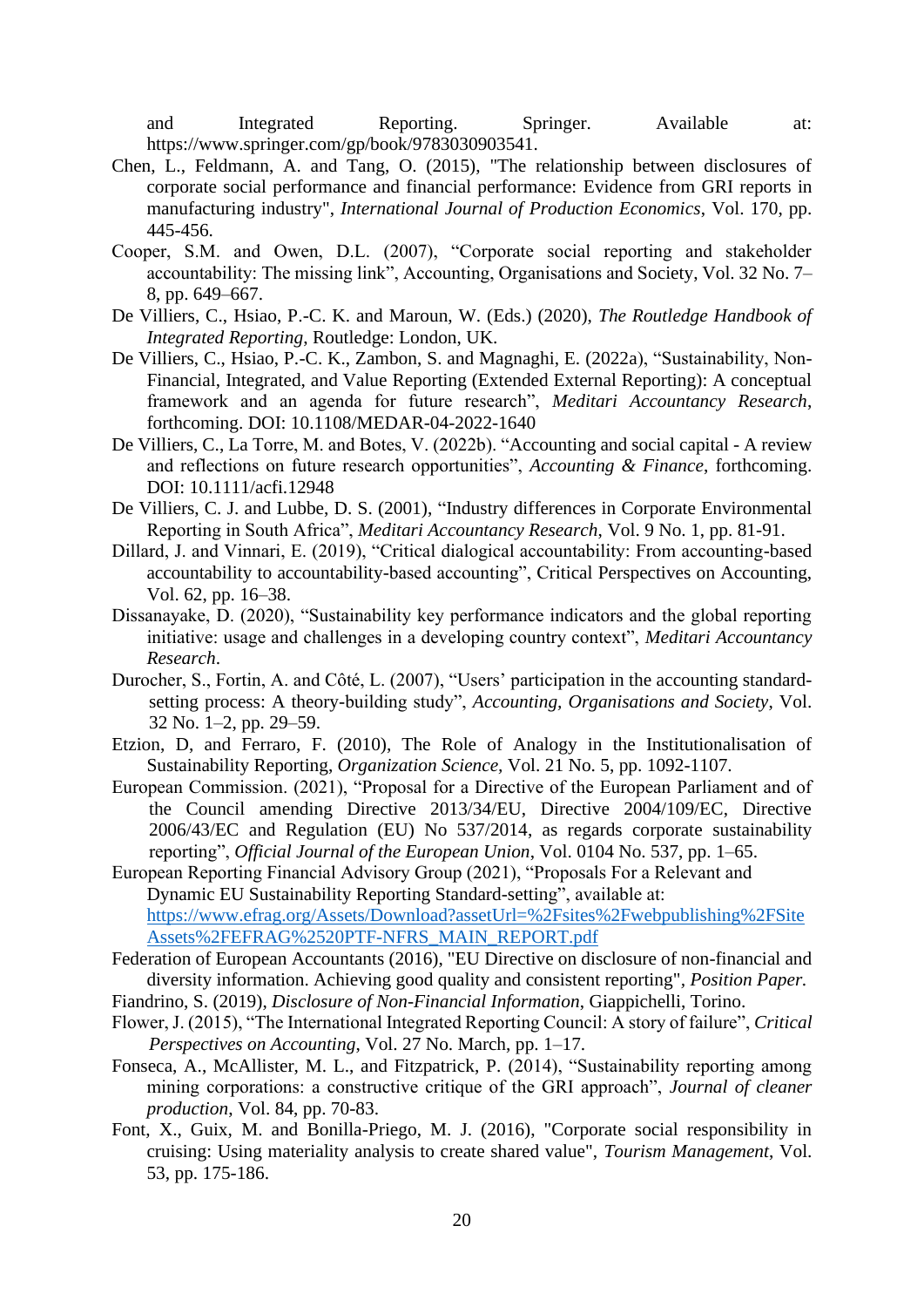and Integrated Reporting. Springer. Available at: https://www.springer.com/gp/book/9783030903541.

Chen, L., Feldmann, A. and Tang, O. (2015), "The relationship between disclosures of corporate social performance and financial performance: Evidence from GRI reports in manufacturing industry", *International Journal of Production Economics*, Vol. 170, pp. 445-456.

Cooper, S.M. and Owen, D.L. (2007), "Corporate social reporting and stakeholder accountability: The missing link", Accounting, Organisations and Society, Vol. 32 No. 7–8, pp. 649–667.

De Villiers, C., Hsiao, P.-C. K. and Maroun, W. (Eds.) (2020), *The Routledge Handbook of Integrated Reporting*, Routledge: London, UK.

De Villiers, C., Hsiao, P.-C. K., Zambon, S. and Magnaghi, E. (2022a), "Sustainability, Non-Financial, Integrated, and Value Reporting (Extended External Reporting): A conceptual framework and an agenda for future research", *Meditari Accountancy Research*, forthcoming. DOI: 10.1108/MEDAR-04-2022-1640

De Villiers, C., La Torre, M. and Botes, V. (2022b). "Accounting and social capital - A review and reflections on future research opportunities", *Accounting & Finance*, forthcoming. DOI: 10.1111/acfi.12948

De Villiers, C. J. and Lubbe, D. S. (2001), "Industry differences in Corporate Environmental Reporting in South Africa", *Meditari Accountancy Research*, Vol. 9 No. 1, pp. 81-91.

Dillard, J. and Vinnari, E. (2019), "Critical dialogical accountability: From accounting-based accountability to accountability-based accounting", Critical Perspectives on Accounting, Vol. 62, pp. 16–38.

Dissanayake, D. (2020), "Sustainability key performance indicators and the global reporting initiative: usage and challenges in a developing country context", *Meditari Accountancy Research*.

Durocher, S., Fortin, A. and Côté, L. (2007), "Users' participation in the accounting standard-setting process: A theory-building study", *Accounting, Organisations and Society*, Vol. 32 No. 1–2, pp. 29–59.

Etzion, D, and Ferraro, F. (2010), The Role of Analogy in the Institutionalisation of Sustainability Reporting, *Organization Science,* Vol. 21 No. 5, pp. 1092-1107.

European Commission. (2021), "Proposal for a Directive of the European Parliament and of the Council amending Directive 2013/34/EU, Directive 2004/109/EC, Directive 2006/43/EC and Regulation (EU) No 537/2014, as regards corporate sustainability reporting", *Official Journal of the European Union*, Vol. 0104 No. 537, pp. 1–65.

European Reporting Financial Advisory Group (2021), "Proposals For a Relevant and Dynamic EU Sustainability Reporting Standard-setting", available at: https://www.efrag.org/Assets/Download?assetUrl=%2Fsites%2Fwebpublishing%2FSiteAssets%2FEFRAG%2520PTF-NFRS_MAIN_REPORT.pdf

Federation of European Accountants (2016), "EU Directive on disclosure of non-financial and diversity information. Achieving good quality and consistent reporting", *Position Paper.*

Fiandrino, S. (2019), *Disclosure of Non-Financial Information*, Giappichelli, Torino.

Flower, J. (2015), "The International Integrated Reporting Council: A story of failure", *Critical Perspectives on Accounting*, Vol. 27 No. March, pp. 1–17.

Fonseca, A., McAllister, M. L., and Fitzpatrick, P. (2014), "Sustainability reporting among mining corporations: a constructive critique of the GRI approach", *Journal of cleaner production*, Vol. 84, pp. 70-83.

Font, X., Guix, M. and Bonilla-Priego, M. J. (2016), "Corporate social responsibility in cruising: Using materiality analysis to create shared value", *Tourism Management*, Vol. 53, pp. 175-186.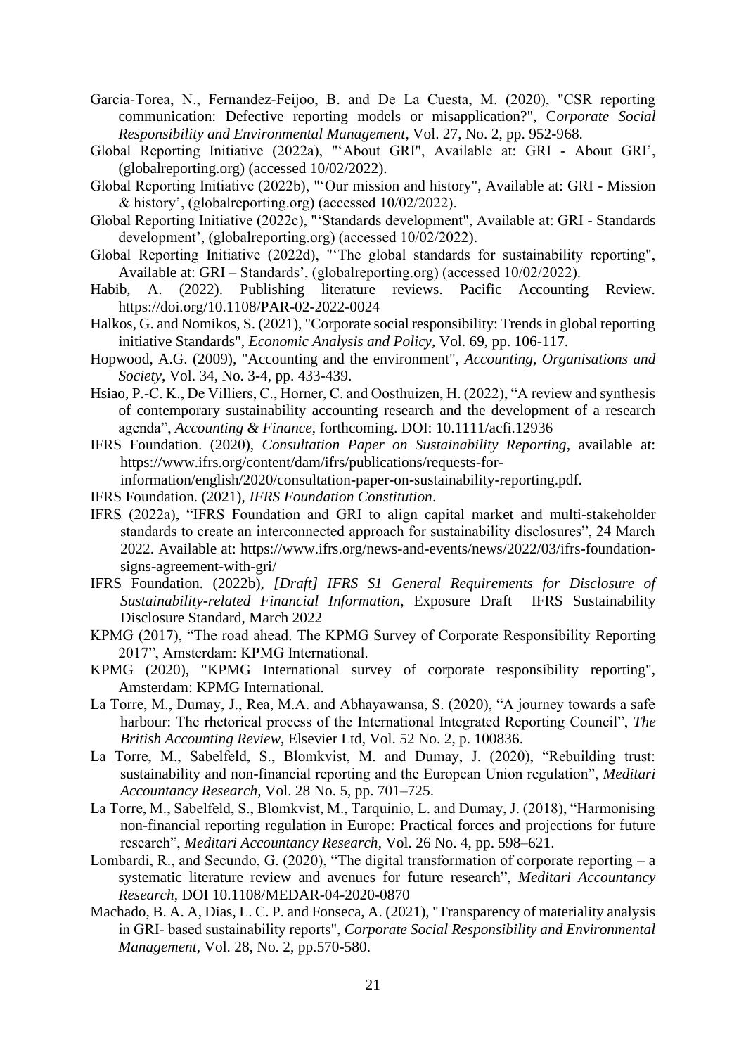Garcia-Torea, N., Fernandez-Feijoo, B. and De La Cuesta, M. (2020), "CSR reporting communication: Defective reporting models or misapplication?", C*orporate Social Responsibility and Environmental Management*, Vol. 27, No. 2, pp. 952-968.

Global Reporting Initiative (2022a), "'About GRI", Available at: GRI - About GRI', (globalreporting.org) (accessed 10/02/2022).

Global Reporting Initiative (2022b), "'Our mission and history", Available at: GRI - Mission & history', (globalreporting.org) (accessed 10/02/2022).

Global Reporting Initiative (2022c), "'Standards development", Available at: GRI - Standards development', (globalreporting.org) (accessed 10/02/2022).

Global Reporting Initiative (2022d), "'The global standards for sustainability reporting", Available at: GRI – Standards', (globalreporting.org) (accessed 10/02/2022).

Habib, A. (2022). Publishing literature reviews. Pacific Accounting Review. https://doi.org/10.1108/PAR-02-2022-0024

Halkos, G. and Nomikos, S. (2021), "Corporate social responsibility: Trends in global reporting initiative Standards", *Economic Analysis and Policy*, Vol. 69, pp. 106-117.

Hopwood, A.G. (2009), "Accounting and the environment", *Accounting, Organisations and Society*, Vol. 34, No. 3-4, pp. 433-439.

Hsiao, P.-C. K., De Villiers, C., Horner, C. and Oosthuizen, H. (2022), "A review and synthesis of contemporary sustainability accounting research and the development of a research agenda", *Accounting & Finance*, forthcoming. DOI: 10.1111/acfi.12936

IFRS Foundation. (2020), *Consultation Paper on Sustainability Reporting*, available at: https://www.ifrs.org/content/dam/ifrs/publications/requests-for-information/english/2020/consultation-paper-on-sustainability-reporting.pdf.

IFRS Foundation. (2021), *IFRS Foundation Constitution*.

IFRS (2022a), "IFRS Foundation and GRI to align capital market and multi-stakeholder standards to create an interconnected approach for sustainability disclosures", 24 March 2022. Available at: https://www.ifrs.org/news-and-events/news/2022/03/ifrs-foundation-signs-agreement-with-gri/

IFRS Foundation. (2022b), *[Draft] IFRS S1 General Requirements for Disclosure of Sustainability-related Financial Information*, Exposure Draft IFRS Sustainability Disclosure Standard, March 2022

KPMG (2017), "The road ahead. The KPMG Survey of Corporate Responsibility Reporting 2017", Amsterdam: KPMG International.

KPMG (2020), "KPMG International survey of corporate responsibility reporting", Amsterdam: KPMG International.

La Torre, M., Dumay, J., Rea, M.A. and Abhayawansa, S. (2020), "A journey towards a safe harbour: The rhetorical process of the International Integrated Reporting Council", *The British Accounting Review*, Elsevier Ltd, Vol. 52 No. 2, p. 100836.

La Torre, M., Sabelfeld, S., Blomkvist, M. and Dumay, J. (2020), "Rebuilding trust: sustainability and non-financial reporting and the European Union regulation", *Meditari Accountancy Research*, Vol. 28 No. 5, pp. 701–725.

La Torre, M., Sabelfeld, S., Blomkvist, M., Tarquinio, L. and Dumay, J. (2018), "Harmonising non-financial reporting regulation in Europe: Practical forces and projections for future research", *Meditari Accountancy Research*, Vol. 26 No. 4, pp. 598–621.

Lombardi, R., and Secundo, G. (2020), "The digital transformation of corporate reporting – a systematic literature review and avenues for future research", *Meditari Accountancy Research*, DOI 10.1108/MEDAR-04-2020-0870

Machado, B. A. A, Dias, L. C. P. and Fonseca, A. (2021), "Transparency of materiality analysis in GRI- based sustainability reports", *Corporate Social Responsibility and Environmental Management*, Vol. 28, No. 2, pp.570-580.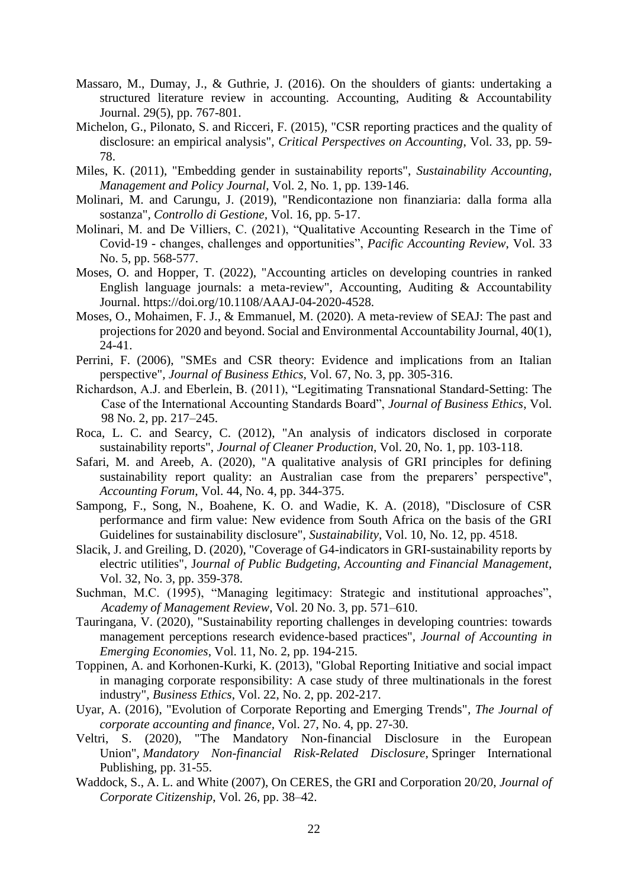Massaro, M., Dumay, J., & Guthrie, J. (2016). On the shoulders of giants: undertaking a structured literature review in accounting. Accounting, Auditing & Accountability Journal. 29(5), pp. 767-801.

Michelon, G., Pilonato, S. and Ricceri, F. (2015), "CSR reporting practices and the quality of disclosure: an empirical analysis", *Critical Perspectives on Accounting*, Vol. 33, pp. 59-78.

Miles, K. (2011), "Embedding gender in sustainability reports", *Sustainability Accounting, Management and Policy Journal*, Vol. 2, No. 1, pp. 139-146.

Molinari, M. and Carungu, J. (2019), "Rendicontazione non finanziaria: dalla forma alla sostanza", *Controllo di Gestione*, Vol. 16, pp. 5-17.

Molinari, M. and De Villiers, C. (2021), "Qualitative Accounting Research in the Time of Covid-19 - changes, challenges and opportunities", *Pacific Accounting Review*, Vol. 33 No. 5, pp. 568-577.

Moses, O. and Hopper, T. (2022), "Accounting articles on developing countries in ranked English language journals: a meta-review", Accounting, Auditing & Accountability Journal. https://doi.org/10.1108/AAAJ-04-2020-4528.

Moses, O., Mohaimen, F. J., & Emmanuel, M. (2020). A meta-review of SEAJ: The past and projections for 2020 and beyond. Social and Environmental Accountability Journal, 40(1), 24-41.

Perrini, F. (2006), "SMEs and CSR theory: Evidence and implications from an Italian perspective", *Journal of Business Ethics*, Vol. 67, No. 3, pp. 305-316.

Richardson, A.J. and Eberlein, B. (2011), "Legitimating Transnational Standard-Setting: The Case of the International Accounting Standards Board", *Journal of Business Ethics*, Vol. 98 No. 2, pp. 217–245.

Roca, L. C. and Searcy, C. (2012), "An analysis of indicators disclosed in corporate sustainability reports", *Journal of Cleaner Production*, Vol. 20, No. 1, pp. 103-118.

Safari, M. and Areeb, A. (2020), "A qualitative analysis of GRI principles for defining sustainability report quality: an Australian case from the preparers' perspective", *Accounting Forum*, Vol. 44, No. 4, pp. 344-375.

Sampong, F., Song, N., Boahene, K. O. and Wadie, K. A. (2018), "Disclosure of CSR performance and firm value: New evidence from South Africa on the basis of the GRI Guidelines for sustainability disclosure", *Sustainability*, Vol. 10, No. 12, pp. 4518.

Slacik, J. and Greiling, D. (2020), "Coverage of G4-indicators in GRI-sustainability reports by electric utilities", *Journal of Public Budgeting, Accounting and Financial Management*, Vol. 32, No. 3, pp. 359-378.

Suchman, M.C. (1995), "Managing legitimacy: Strategic and institutional approaches", *Academy of Management Review*, Vol. 20 No. 3, pp. 571–610.

Tauringana, V. (2020), "Sustainability reporting challenges in developing countries: towards management perceptions research evidence-based practices", *Journal of Accounting in Emerging Economies*, Vol. 11, No. 2, pp. 194-215.

Toppinen, A. and Korhonen-Kurki, K. (2013), "Global Reporting Initiative and social impact in managing corporate responsibility: A case study of three multinationals in the forest industry", *Business Ethics*, Vol. 22, No. 2, pp. 202-217.

Uyar, A. (2016), "Evolution of Corporate Reporting and Emerging Trends", *The Journal of corporate accounting and finance*, Vol. 27, No. 4, pp. 27-30.

Veltri, S. (2020), "The Mandatory Non-financial Disclosure in the European Union", *Mandatory Non-financial Risk-Related Disclosure,* Springer International Publishing, pp. 31-55.

Waddock, S., A. L. and White (2007), On CERES, the GRI and Corporation 20/20, *Journal of Corporate Citizenship*, Vol. 26, pp. 38–42.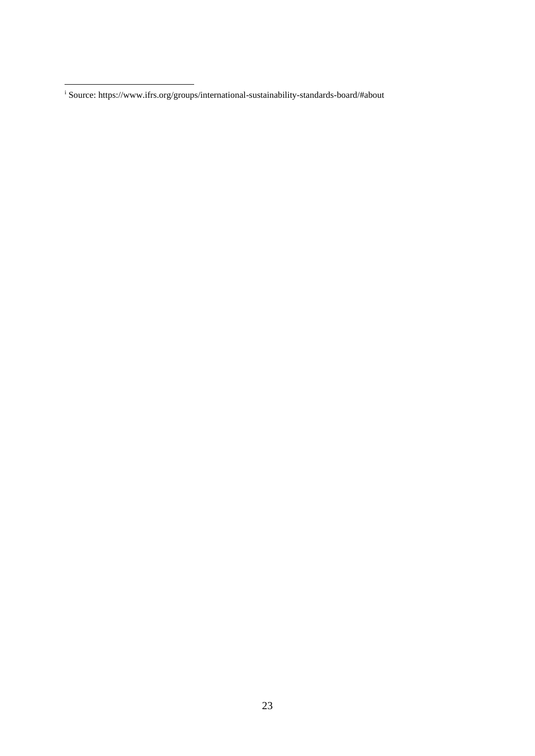[i] Source: https://www.ifrs.org/groups/international-sustainability-standards-board/#about